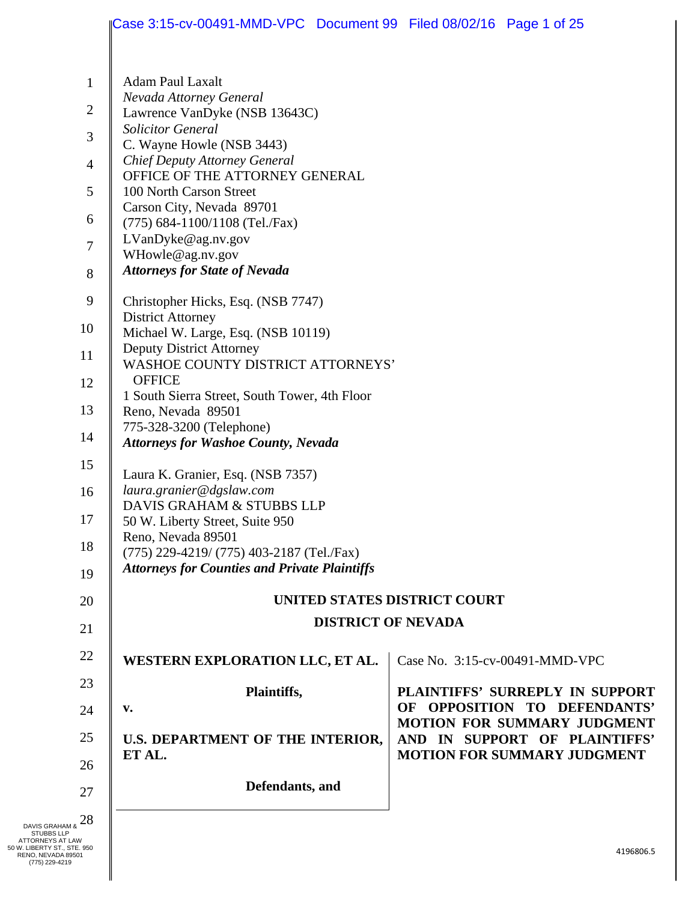Adam Paul Laxalt
*Nevada Attorney General*
Lawrence VanDyke (NSB 13643C)
*Solicitor General*
C. Wayne Howle (NSB 3443)
*Chief Deputy Attorney General*
OFFICE OF THE ATTORNEY GENERAL
100 North Carson Street
Carson City, Nevada 89701
(775) 684-1100/1108 (Tel./Fax)
LVanDyke@ag.nv.gov
WHowle@ag.nv.gov
***Attorneys for State of Nevada***

Christopher Hicks, Esq. (NSB 7747)
District Attorney
Michael W. Large, Esq. (NSB 10119)
Deputy District Attorney
WASHOE COUNTY DISTRICT ATTORNEYS' OFFICE
1 South Sierra Street, South Tower, 4th Floor
Reno, Nevada 89501
775-328-3200 (Telephone)
***Attorneys for Washoe County, Nevada***

Laura K. Granier, Esq. (NSB 7357)
*laura.granier@dgslaw.com*
DAVIS GRAHAM & STUBBS LLP
50 W. Liberty Street, Suite 950
Reno, Nevada 89501
(775) 229-4219/ (775) 403-2187 (Tel./Fax)
***Attorneys for Counties and Private Plaintiffs***

**UNITED STATES DISTRICT COURT**

**DISTRICT OF NEVADA**

| | |
|---|---|
| **WESTERN EXPLORATION LLC, ET AL.**<br><br>**Plaintiffs,**<br><br>**v.**<br><br>**U.S. DEPARTMENT OF THE INTERIOR, ET AL.**<br><br>**Defendants, and** | Case No. 3:15-cv-00491-MMD-VPC<br><br>**PLAINTIFFS' SURREPLY IN SUPPORT OF OPPOSITION TO DEFENDANTS' MOTION FOR SUMMARY JUDGMENT AND IN SUPPORT OF PLAINTIFFS' MOTION FOR SUMMARY JUDGMENT** |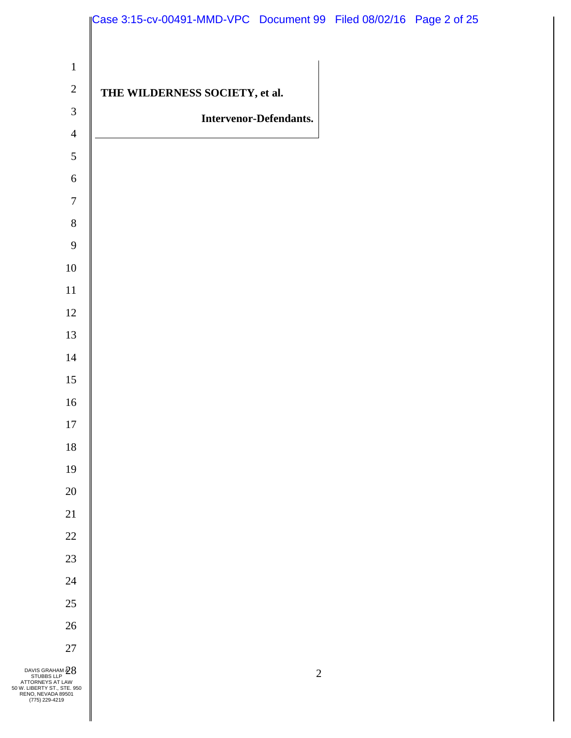**THE WILDERNESS SOCIETY, et al.**

**Intervenor-Defendants.**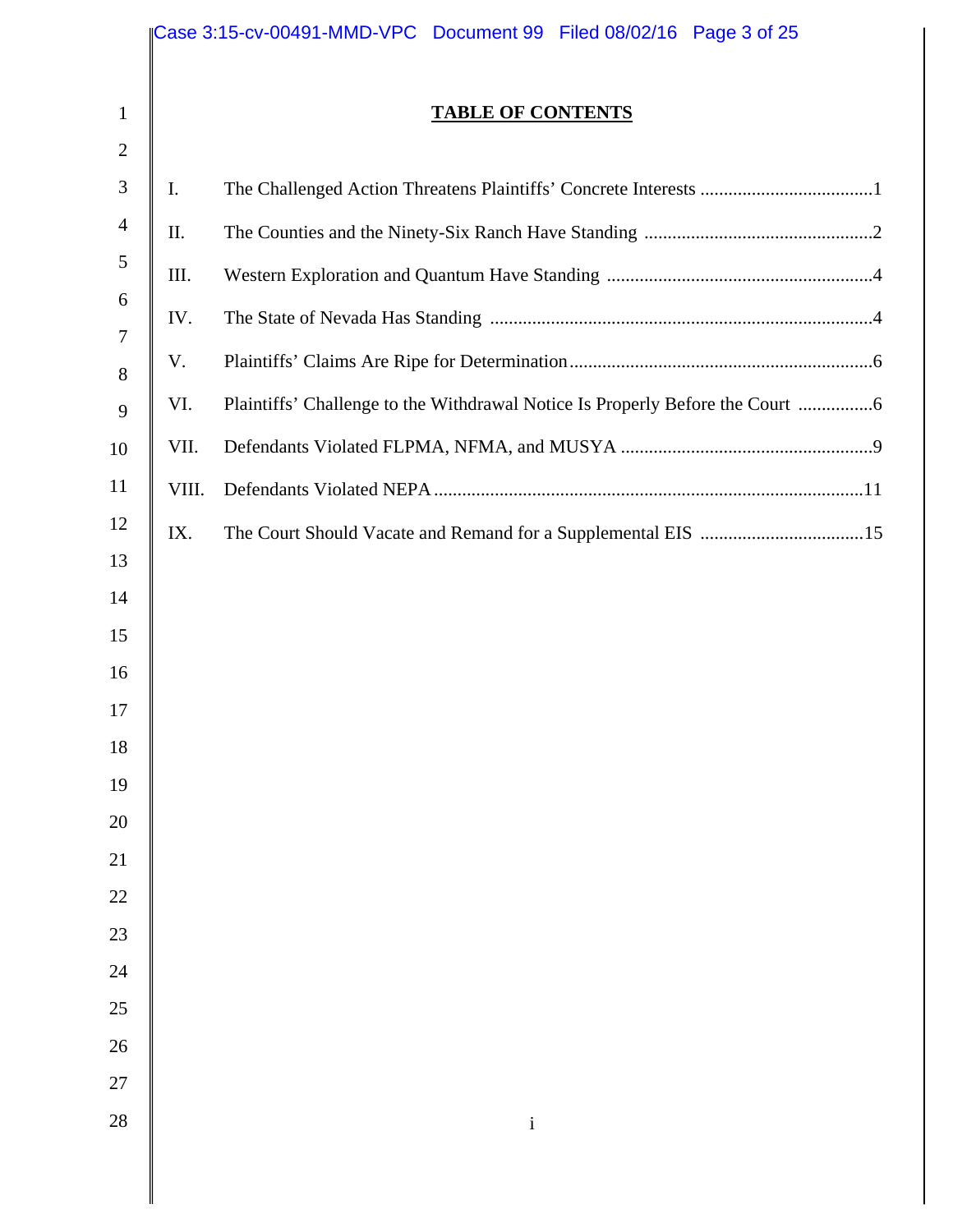# TABLE OF CONTENTS

| | | |
|---|---|---|
| I. | The Challenged Action Threatens Plaintiffs' Concrete Interests | 1 |
| II. | The Counties and the Ninety-Six Ranch Have Standing | 2 |
| III. | Western Exploration and Quantum Have Standing | 4 |
| IV. | The State of Nevada Has Standing | 4 |
| V. | Plaintiffs' Claims Are Ripe for Determination | 6 |
| VI. | Plaintiffs' Challenge to the Withdrawal Notice Is Properly Before the Court | 6 |
| VII. | Defendants Violated FLPMA, NFMA, and MUSYA | 9 |
| VIII. | Defendants Violated NEPA | 11 |
| IX. | The Court Should Vacate and Remand for a Supplemental EIS | 15 |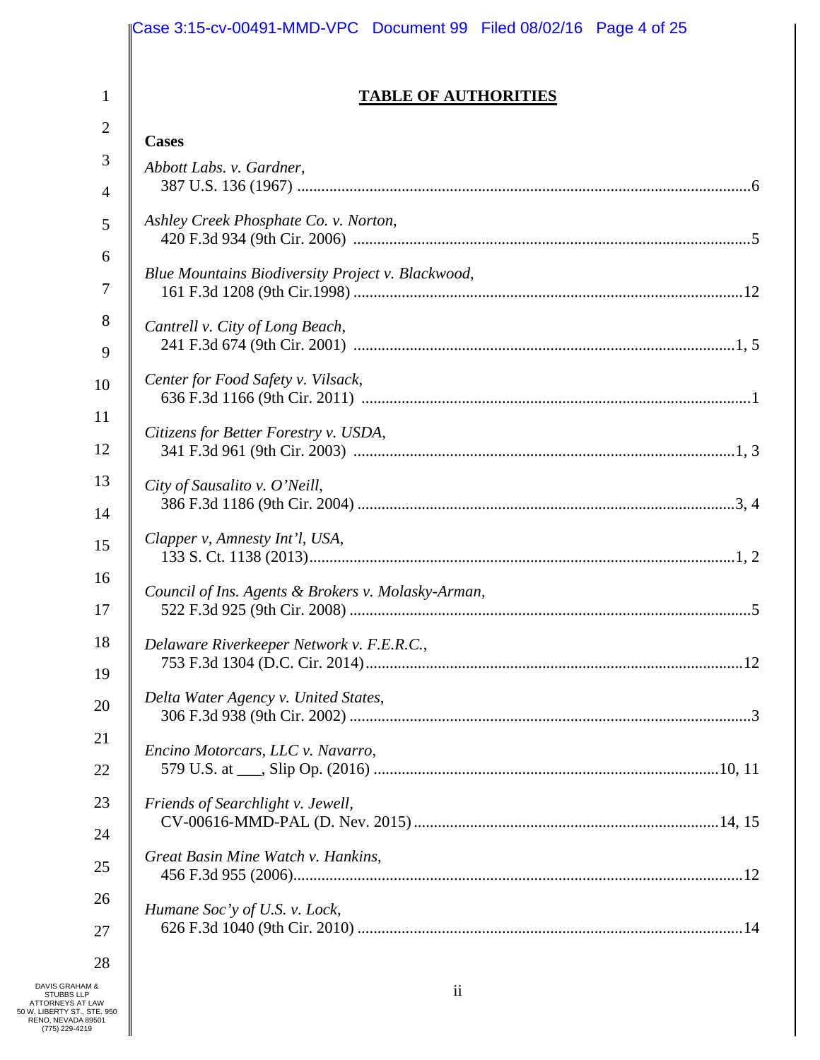# TABLE OF AUTHORITIES

**Cases**

*Abbott Labs. v. Gardner*,
387 U.S. 136 (1967) ....................................................................................................6

*Ashley Creek Phosphate Co. v. Norton*,
420 F.3d 934 (9th Cir. 2006) .......................................................................................5

*Blue Mountains Biodiversity Project v. Blackwood*,
161 F.3d 1208 (9th Cir.1998) .....................................................................................12

*Cantrell v. City of Long Beach*,
241 F.3d 674 (9th Cir. 2001) ....................................................................................1, 5

*Center for Food Safety v. Vilsack*,
636 F.3d 1166 (9th Cir. 2011) ......................................................................................1

*Citizens for Better Forestry v. USDA*,
341 F.3d 961 (9th Cir. 2003) ....................................................................................1, 3

*City of Sausalito v. O'Neill*,
386 F.3d 1186 (9th Cir. 2004) ..................................................................................3, 4

*Clapper v, Amnesty Int'l, USA*,
133 S. Ct. 1138 (2013)..............................................................................................1, 2

*Council of Ins. Agents & Brokers v. Molasky-Arman*,
522 F.3d 925 (9th Cir. 2008) ........................................................................................5

*Delaware Riverkeeper Network v. F.E.R.C.*,
753 F.3d 1304 (D.C. Cir. 2014)..................................................................................12

*Delta Water Agency v. United States*,
306 F.3d 938 (9th Cir. 2002) ........................................................................................3

*Encino Motorcars, LLC v. Navarro*,
579 U.S. at ___, Slip Op. (2016) ..........................................................................10, 11

*Friends of Searchlight v. Jewell*,
CV-00616-MMD-PAL (D. Nev. 2015) ...............................................................14, 15

*Great Basin Mine Watch v. Hankins*,
456 F.3d 955 (2006)....................................................................................................12

*Humane Soc'y of U.S. v. Lock*,
626 F.3d 1040 (9th Cir. 2010) ....................................................................................14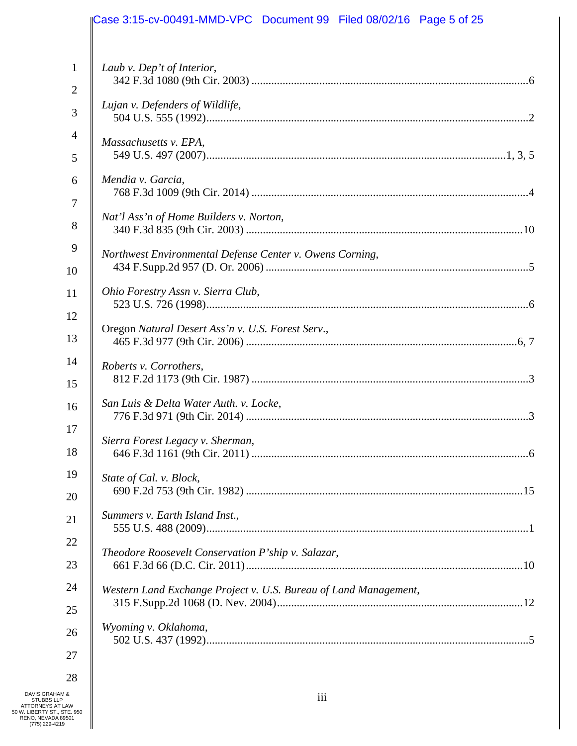*Laub v. Dep't of Interior*,
342 F.3d 1080 (9th Cir. 2003) ....................................................................................................6

*Lujan v. Defenders of Wildlife*,
504 U.S. 555 (1992)....................................................................................................................2

*Massachusetts v. EPA*,
549 U.S. 497 (2007)...........................................................................................................1, 3, 5

*Mendia v. Garcia*,
768 F.3d 1009 (9th Cir. 2014) ....................................................................................................4

*Nat'l Ass'n of Home Builders v. Norton*,
340 F.3d 835 (9th Cir. 2003) ....................................................................................................10

*Northwest Environmental Defense Center v. Owens Corning*,
434 F.Supp.2d 957 (D. Or. 2006) ...............................................................................................5

*Ohio Forestry Assn v. Sierra Club*,
523 U.S. 726 (1998)....................................................................................................................6

Oregon *Natural Desert Ass'n v. U.S. Forest Serv*.,
465 F.3d 977 (9th Cir. 2006) ..................................................................................................6, 7

*Roberts v. Corrothers*,
812 F.2d 1173 (9th Cir. 1987) ....................................................................................................3

*San Luis & Delta Water Auth. v. Locke*,
776 F.3d 971 (9th Cir. 2014) ......................................................................................................3

*Sierra Forest Legacy v. Sherman*,
646 F.3d 1161 (9th Cir. 2011) ....................................................................................................6

*State of Cal. v. Block*,
690 F.2d 753 (9th Cir. 1982) ....................................................................................................15

*Summers v. Earth Island Inst*.,
555 U.S. 488 (2009)....................................................................................................................1

*Theodore Roosevelt Conservation P'ship v. Salazar*,
661 F.3d 66 (D.C. Cir. 2011)....................................................................................................10

*Western Land Exchange Project v. U.S. Bureau of Land Management*,
315 F.Supp.2d 1068 (D. Nev. 2004)........................................................................................12

*Wyoming v. Oklahoma*,
502 U.S. 437 (1992)....................................................................................................................5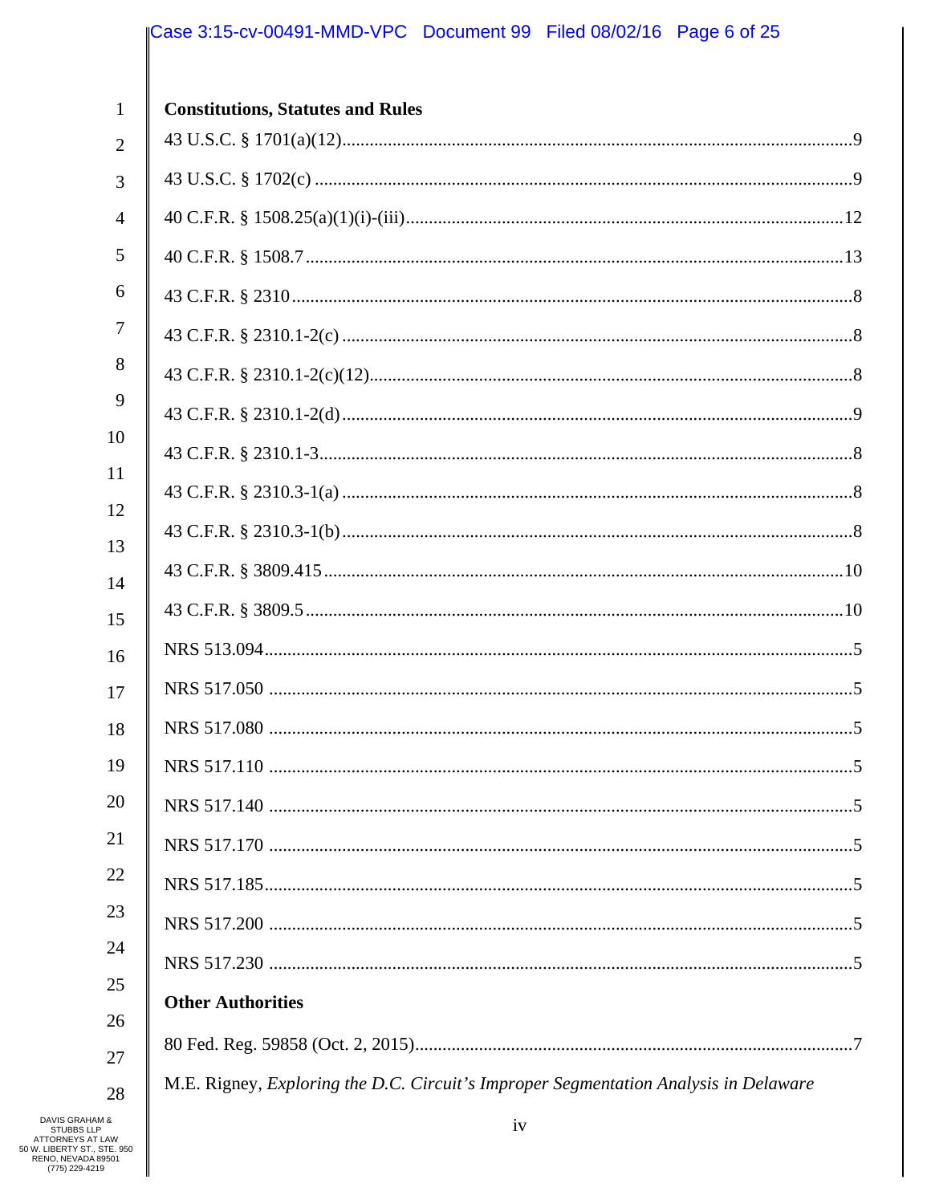**Constitutions, Statutes and Rules**

43 U.S.C. § 1701(a)(12) .....9

43 U.S.C. § 1702(c) .....9

40 C.F.R. § 1508.25(a)(1)(i)-(iii) .....12

40 C.F.R. § 1508.7 .....13

43 C.F.R. § 2310 .....8

43 C.F.R. § 2310.1-2(c) .....8

43 C.F.R. § 2310.1-2(c)(12) .....8

43 C.F.R. § 2310.1-2(d) .....9

43 C.F.R. § 2310.1-3 .....8

43 C.F.R. § 2310.3-1(a) .....8

43 C.F.R. § 2310.3-1(b) .....8

43 C.F.R. § 3809.415 .....10

43 C.F.R. § 3809.5 .....10

NRS 513.094 .....5

NRS 517.050 .....5

NRS 517.080 .....5

NRS 517.110 .....5

NRS 517.140 .....5

NRS 517.170 .....5

NRS 517.185 .....5

NRS 517.200 .....5

NRS 517.230 .....5

**Other Authorities**

80 Fed. Reg. 59858 (Oct. 2, 2015) .....7

M.E. Rigney, *Exploring the D.C. Circuit's Improper Segmentation Analysis in Delaware*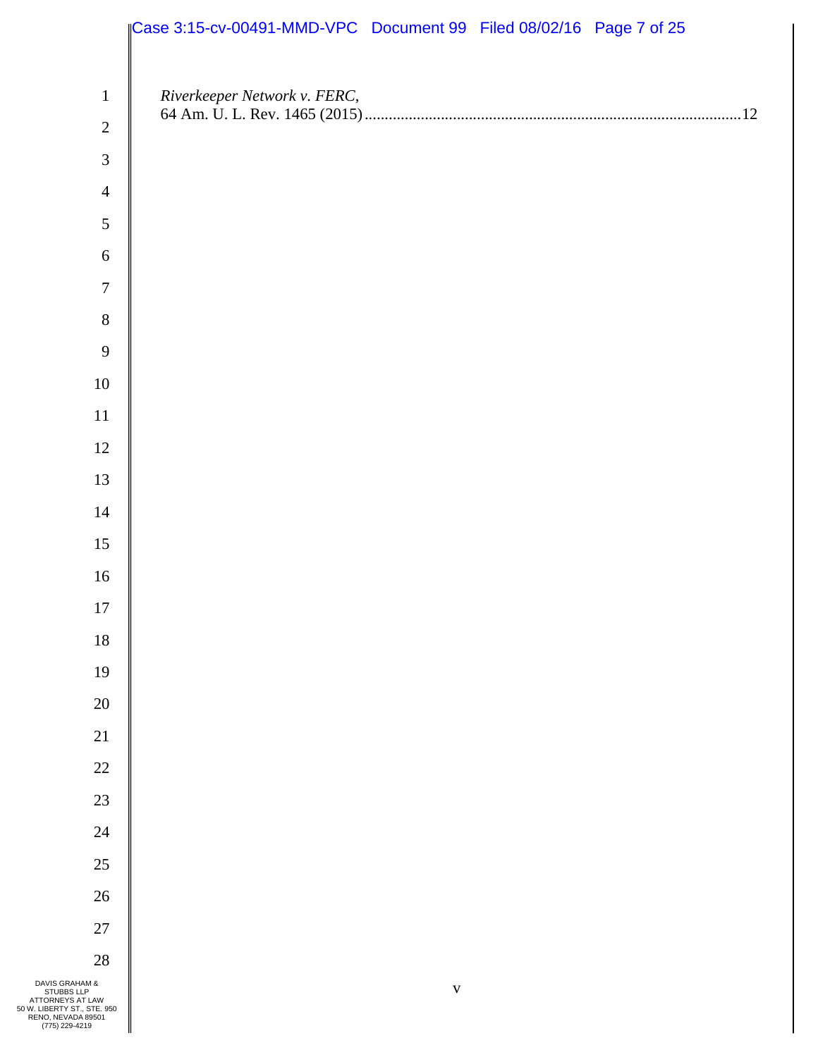*Riverkeeper Network v. FERC*,
64 Am. U. L. Rev. 1465 (2015) ............................................................................................12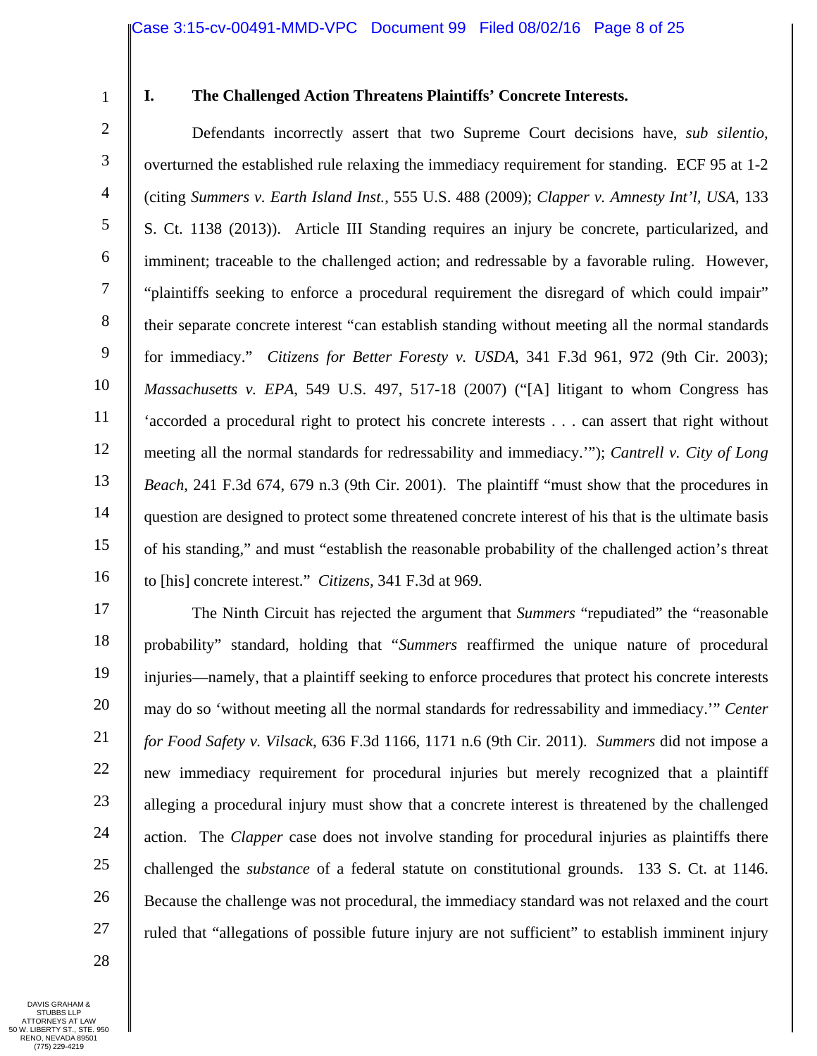## I. The Challenged Action Threatens Plaintiffs' Concrete Interests.

Defendants incorrectly assert that two Supreme Court decisions have, *sub silentio*, overturned the established rule relaxing the immediacy requirement for standing. ECF 95 at 1-2 (citing *Summers v. Earth Island Inst.*, 555 U.S. 488 (2009); *Clapper v. Amnesty Int'l, USA*, 133 S. Ct. 1138 (2013)). Article III Standing requires an injury be concrete, particularized, and imminent; traceable to the challenged action; and redressable by a favorable ruling. However, "plaintiffs seeking to enforce a procedural requirement the disregard of which could impair" their separate concrete interest "can establish standing without meeting all the normal standards for immediacy." *Citizens for Better Foresty v. USDA*, 341 F.3d 961, 972 (9th Cir. 2003); *Massachusetts v. EPA*, 549 U.S. 497, 517-18 (2007) ("[A] litigant to whom Congress has 'accorded a procedural right to protect his concrete interests . . . can assert that right without meeting all the normal standards for redressability and immediacy.'"); *Cantrell v. City of Long Beach*, 241 F.3d 674, 679 n.3 (9th Cir. 2001). The plaintiff "must show that the procedures in question are designed to protect some threatened concrete interest of his that is the ultimate basis of his standing," and must "establish the reasonable probability of the challenged action's threat to [his] concrete interest." *Citizens,* 341 F.3d at 969.

The Ninth Circuit has rejected the argument that *Summers* "repudiated" the "reasonable probability" standard, holding that "*Summers* reaffirmed the unique nature of procedural injuries—namely, that a plaintiff seeking to enforce procedures that protect his concrete interests may do so 'without meeting all the normal standards for redressability and immediacy.'" *Center for Food Safety v. Vilsack*, 636 F.3d 1166, 1171 n.6 (9th Cir. 2011). *Summers* did not impose a new immediacy requirement for procedural injuries but merely recognized that a plaintiff alleging a procedural injury must show that a concrete interest is threatened by the challenged action. The *Clapper* case does not involve standing for procedural injuries as plaintiffs there challenged the *substance* of a federal statute on constitutional grounds. 133 S. Ct. at 1146. Because the challenge was not procedural, the immediacy standard was not relaxed and the court ruled that "allegations of possible future injury are not sufficient" to establish imminent injury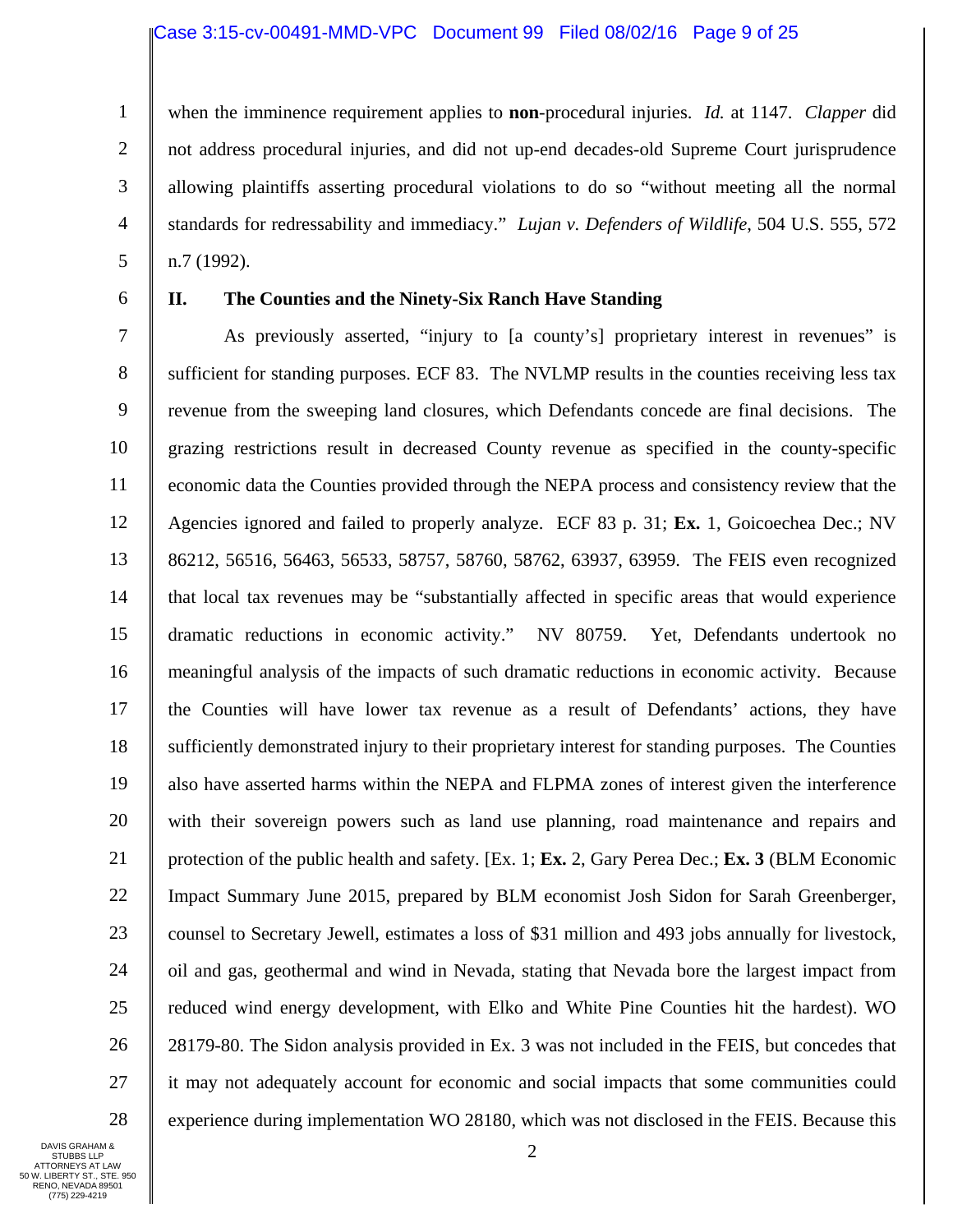when the imminence requirement applies to **non**-procedural injuries. *Id.* at 1147. *Clapper* did not address procedural injuries, and did not up-end decades-old Supreme Court jurisprudence allowing plaintiffs asserting procedural violations to do so "without meeting all the normal standards for redressability and immediacy." *Lujan v. Defenders of Wildlife*, 504 U.S. 555, 572 n.7 (1992).

## II. The Counties and the Ninety-Six Ranch Have Standing

As previously asserted, "injury to [a county's] proprietary interest in revenues" is sufficient for standing purposes. ECF 83. The NVLMP results in the counties receiving less tax revenue from the sweeping land closures, which Defendants concede are final decisions. The grazing restrictions result in decreased County revenue as specified in the county-specific economic data the Counties provided through the NEPA process and consistency review that the Agencies ignored and failed to properly analyze. ECF 83 p. 31; **Ex.** 1, Goicoechea Dec.; NV 86212, 56516, 56463, 56533, 58757, 58760, 58762, 63937, 63959. The FEIS even recognized that local tax revenues may be "substantially affected in specific areas that would experience dramatic reductions in economic activity." NV 80759. Yet, Defendants undertook no meaningful analysis of the impacts of such dramatic reductions in economic activity. Because the Counties will have lower tax revenue as a result of Defendants' actions, they have sufficiently demonstrated injury to their proprietary interest for standing purposes. The Counties also have asserted harms within the NEPA and FLPMA zones of interest given the interference with their sovereign powers such as land use planning, road maintenance and repairs and protection of the public health and safety. [Ex. 1; **Ex.** 2, Gary Perea Dec.; **Ex. 3** (BLM Economic Impact Summary June 2015, prepared by BLM economist Josh Sidon for Sarah Greenberger, counsel to Secretary Jewell, estimates a loss of $31 million and 493 jobs annually for livestock, oil and gas, geothermal and wind in Nevada, stating that Nevada bore the largest impact from reduced wind energy development, with Elko and White Pine Counties hit the hardest). WO 28179-80. The Sidon analysis provided in Ex. 3 was not included in the FEIS, but concedes that it may not adequately account for economic and social impacts that some communities could experience during implementation WO 28180, which was not disclosed in the FEIS. Because this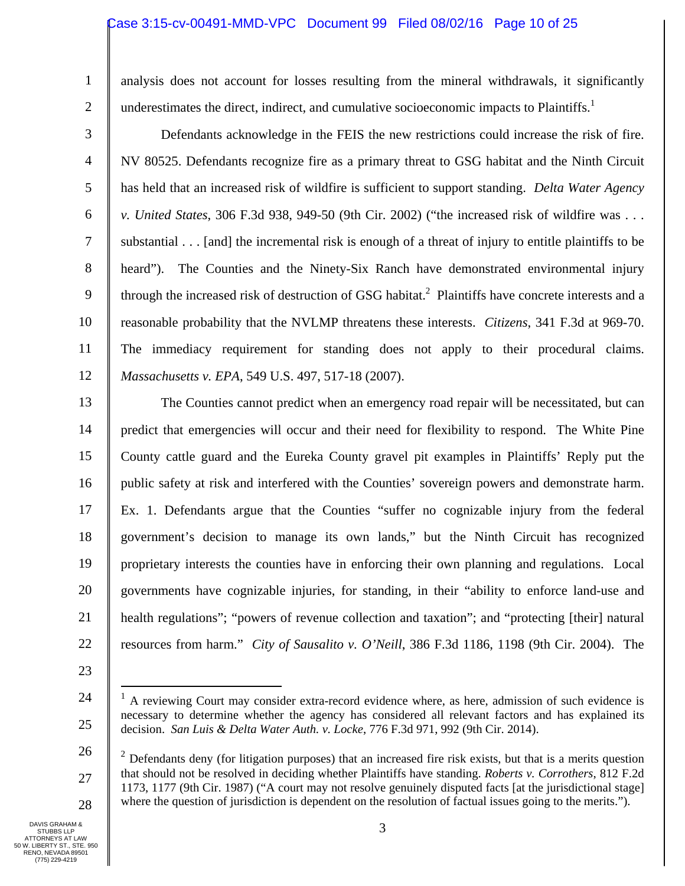analysis does not account for losses resulting from the mineral withdrawals, it significantly underestimates the direct, indirect, and cumulative socioeconomic impacts to Plaintiffs.[1]

Defendants acknowledge in the FEIS the new restrictions could increase the risk of fire. NV 80525. Defendants recognize fire as a primary threat to GSG habitat and the Ninth Circuit has held that an increased risk of wildfire is sufficient to support standing. *Delta Water Agency v. United States*, 306 F.3d 938, 949-50 (9th Cir. 2002) ("the increased risk of wildfire was . . . substantial . . . [and] the incremental risk is enough of a threat of injury to entitle plaintiffs to be heard"). The Counties and the Ninety-Six Ranch have demonstrated environmental injury through the increased risk of destruction of GSG habitat.[2] Plaintiffs have concrete interests and a reasonable probability that the NVLMP threatens these interests. *Citizens*, 341 F.3d at 969-70. The immediacy requirement for standing does not apply to their procedural claims. *Massachusetts v. EPA*, 549 U.S. 497, 517-18 (2007).

The Counties cannot predict when an emergency road repair will be necessitated, but can predict that emergencies will occur and their need for flexibility to respond. The White Pine County cattle guard and the Eureka County gravel pit examples in Plaintiffs' Reply put the public safety at risk and interfered with the Counties' sovereign powers and demonstrate harm. Ex. 1. Defendants argue that the Counties "suffer no cognizable injury from the federal government's decision to manage its own lands," but the Ninth Circuit has recognized proprietary interests the counties have in enforcing their own planning and regulations. Local governments have cognizable injuries, for standing, in their "ability to enforce land-use and health regulations"; "powers of revenue collection and taxation"; and "protecting [their] natural resources from harm." *City of Sausalito v. O'Neill*, 386 F.3d 1186, 1198 (9th Cir. 2004). The

---

[1] A reviewing Court may consider extra-record evidence where, as here, admission of such evidence is necessary to determine whether the agency has considered all relevant factors and has explained its decision. *San Luis & Delta Water Auth. v. Locke*, 776 F.3d 971, 992 (9th Cir. 2014).

[2] Defendants deny (for litigation purposes) that an increased fire risk exists, but that is a merits question that should not be resolved in deciding whether Plaintiffs have standing. *Roberts v. Corrothers*, 812 F.2d 1173, 1177 (9th Cir. 1987) ("A court may not resolve genuinely disputed facts [at the jurisdictional stage] where the question of jurisdiction is dependent on the resolution of factual issues going to the merits.").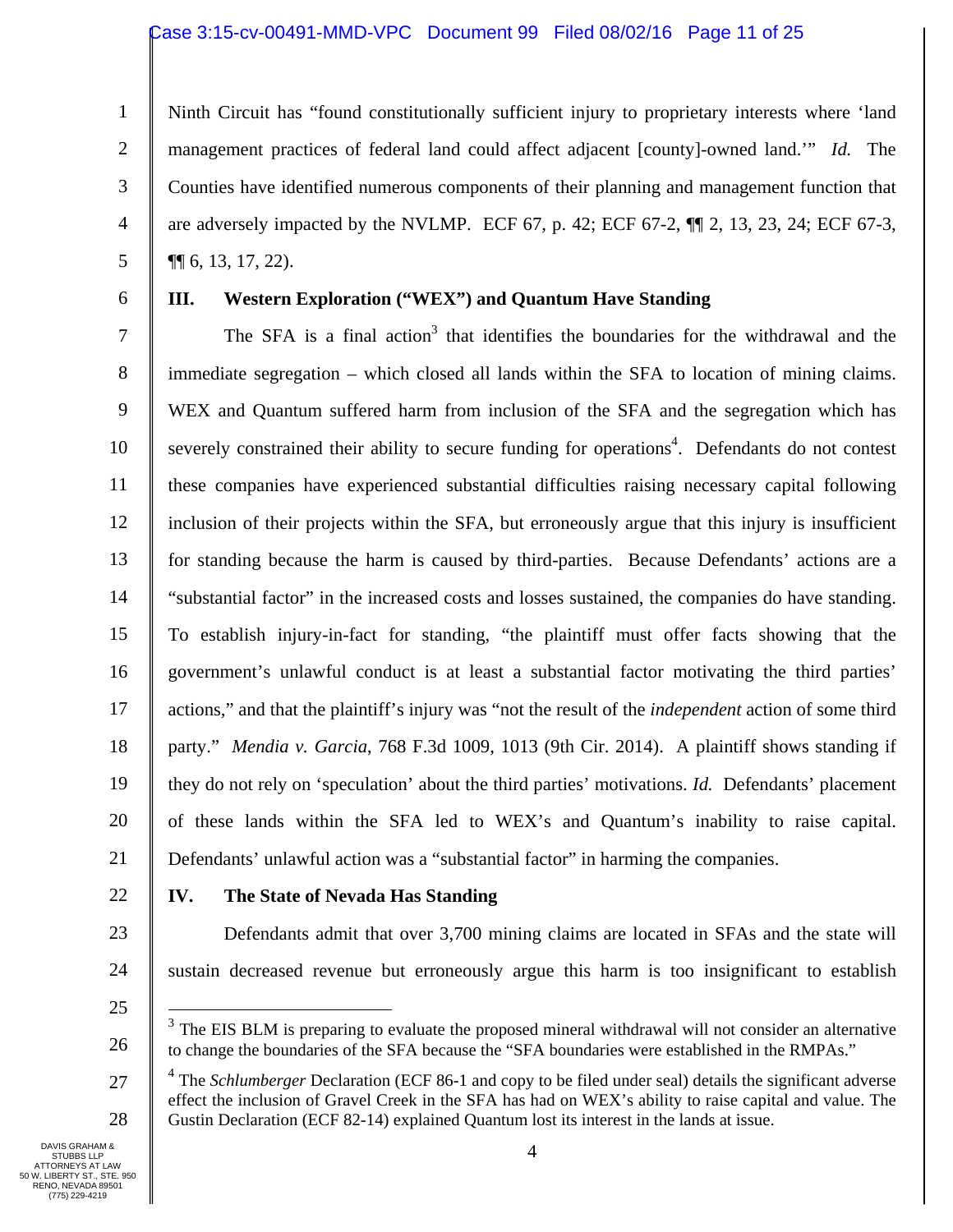Ninth Circuit has "found constitutionally sufficient injury to proprietary interests where 'land management practices of federal land could affect adjacent [county]-owned land.'" *Id.* The Counties have identified numerous components of their planning and management function that are adversely impacted by the NVLMP. ECF 67, p. 42; ECF 67-2, ¶¶ 2, 13, 23, 24; ECF 67-3, ¶¶ 6, 13, 17, 22).

## III. Western Exploration ("WEX") and Quantum Have Standing

The SFA is a final action[3] that identifies the boundaries for the withdrawal and the immediate segregation – which closed all lands within the SFA to location of mining claims. WEX and Quantum suffered harm from inclusion of the SFA and the segregation which has severely constrained their ability to secure funding for operations[4]. Defendants do not contest these companies have experienced substantial difficulties raising necessary capital following inclusion of their projects within the SFA, but erroneously argue that this injury is insufficient for standing because the harm is caused by third-parties. Because Defendants' actions are a "substantial factor" in the increased costs and losses sustained, the companies do have standing. To establish injury-in-fact for standing, "the plaintiff must offer facts showing that the government's unlawful conduct is at least a substantial factor motivating the third parties' actions," and that the plaintiff's injury was "not the result of the *independent* action of some third party." *Mendia v. Garcia*, 768 F.3d 1009, 1013 (9th Cir. 2014). A plaintiff shows standing if they do not rely on 'speculation' about the third parties' motivations. *Id.* Defendants' placement of these lands within the SFA led to WEX's and Quantum's inability to raise capital. Defendants' unlawful action was a "substantial factor" in harming the companies.

## IV. The State of Nevada Has Standing

Defendants admit that over 3,700 mining claims are located in SFAs and the state will sustain decreased revenue but erroneously argue this harm is too insignificant to establish

---

[3] The EIS BLM is preparing to evaluate the proposed mineral withdrawal will not consider an alternative to change the boundaries of the SFA because the "SFA boundaries were established in the RMPAs."

[4] The *Schlumberger* Declaration (ECF 86-1 and copy to be filed under seal) details the significant adverse effect the inclusion of Gravel Creek in the SFA has had on WEX's ability to raise capital and value. The Gustin Declaration (ECF 82-14) explained Quantum lost its interest in the lands at issue.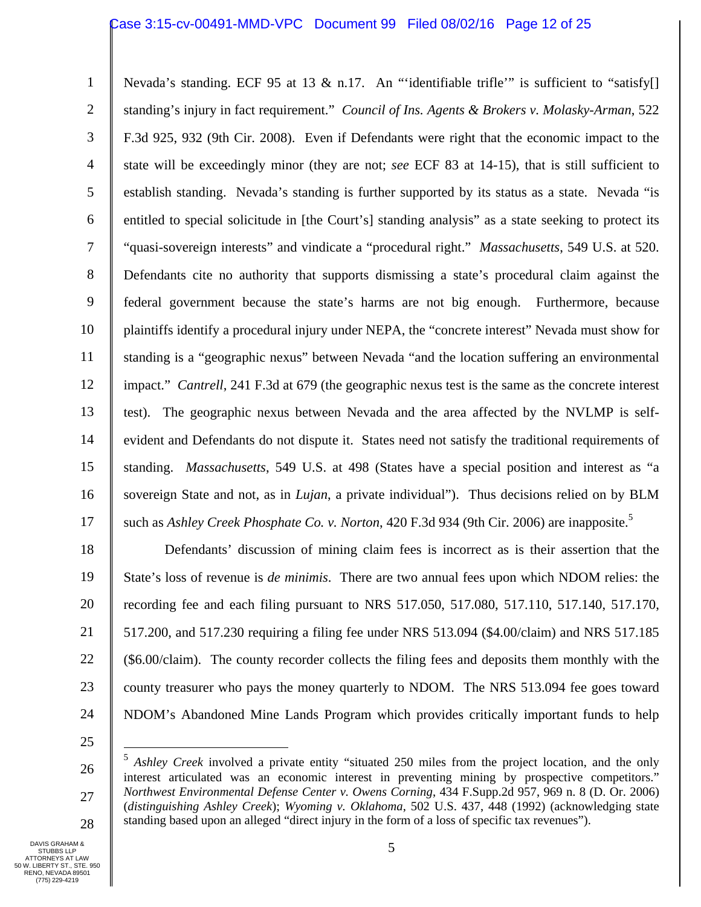Nevada's standing. ECF 95 at 13 & n.17. An "'identifiable trifle'" is sufficient to "satisfy[] standing's injury in fact requirement." *Council of Ins. Agents & Brokers v. Molasky-Arman*, 522 F.3d 925, 932 (9th Cir. 2008). Even if Defendants were right that the economic impact to the state will be exceedingly minor (they are not; *see* ECF 83 at 14-15), that is still sufficient to establish standing. Nevada's standing is further supported by its status as a state. Nevada "is entitled to special solicitude in [the Court's] standing analysis" as a state seeking to protect its "quasi-sovereign interests" and vindicate a "procedural right." *Massachusetts*, 549 U.S. at 520. Defendants cite no authority that supports dismissing a state's procedural claim against the federal government because the state's harms are not big enough. Furthermore, because plaintiffs identify a procedural injury under NEPA, the "concrete interest" Nevada must show for standing is a "geographic nexus" between Nevada "and the location suffering an environmental impact." *Cantrell*, 241 F.3d at 679 (the geographic nexus test is the same as the concrete interest test). The geographic nexus between Nevada and the area affected by the NVLMP is self-evident and Defendants do not dispute it. States need not satisfy the traditional requirements of standing. *Massachusetts*, 549 U.S. at 498 (States have a special position and interest as "a sovereign State and not, as in *Lujan*, a private individual"). Thus decisions relied on by BLM such as *Ashley Creek Phosphate Co. v. Norton*, 420 F.3d 934 (9th Cir. 2006) are inapposite.[5]

Defendants' discussion of mining claim fees is incorrect as is their assertion that the State's loss of revenue is *de minimis*. There are two annual fees upon which NDOM relies: the recording fee and each filing pursuant to NRS 517.050, 517.080, 517.110, 517.140, 517.170, 517.200, and 517.230 requiring a filing fee under NRS 513.094 ($4.00/claim) and NRS 517.185 ($6.00/claim). The county recorder collects the filing fees and deposits them monthly with the county treasurer who pays the money quarterly to NDOM. The NRS 513.094 fee goes toward NDOM's Abandoned Mine Lands Program which provides critically important funds to help

---

[5] *Ashley Creek* involved a private entity "situated 250 miles from the project location, and the only interest articulated was an economic interest in preventing mining by prospective competitors." *Northwest Environmental Defense Center v. Owens Corning*, 434 F.Supp.2d 957, 969 n. 8 (D. Or. 2006) (*distinguishing Ashley Creek*); *Wyoming v. Oklahoma*, 502 U.S. 437, 448 (1992) (acknowledging state standing based upon an alleged "direct injury in the form of a loss of specific tax revenues").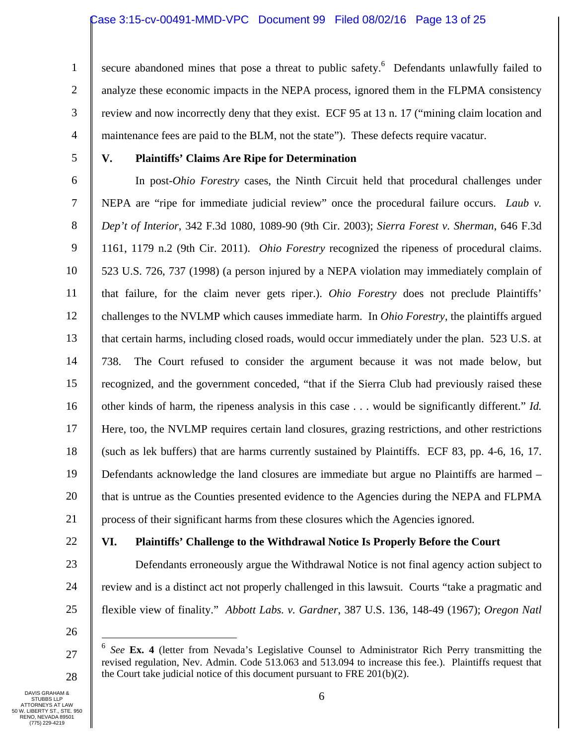secure abandoned mines that pose a threat to public safety.[6] Defendants unlawfully failed to analyze these economic impacts in the NEPA process, ignored them in the FLPMA consistency review and now incorrectly deny that they exist. ECF 95 at 13 n. 17 ("mining claim location and maintenance fees are paid to the BLM, not the state"). These defects require vacatur.

## V. Plaintiffs' Claims Are Ripe for Determination

In post-*Ohio Forestry* cases, the Ninth Circuit held that procedural challenges under NEPA are "ripe for immediate judicial review" once the procedural failure occurs. *Laub v. Dep't of Interior*, 342 F.3d 1080, 1089-90 (9th Cir. 2003); *Sierra Forest v. Sherman*, 646 F.3d 1161, 1179 n.2 (9th Cir. 2011). *Ohio Forestry* recognized the ripeness of procedural claims. 523 U.S. 726, 737 (1998) (a person injured by a NEPA violation may immediately complain of that failure, for the claim never gets riper.). *Ohio Forestry* does not preclude Plaintiffs' challenges to the NVLMP which causes immediate harm. In *Ohio Forestry*, the plaintiffs argued that certain harms, including closed roads, would occur immediately under the plan. 523 U.S. at 738. The Court refused to consider the argument because it was not made below, but recognized, and the government conceded, "that if the Sierra Club had previously raised these other kinds of harm, the ripeness analysis in this case . . . would be significantly different." *Id.* Here, too, the NVLMP requires certain land closures, grazing restrictions, and other restrictions (such as lek buffers) that are harms currently sustained by Plaintiffs. ECF 83, pp. 4-6, 16, 17. Defendants acknowledge the land closures are immediate but argue no Plaintiffs are harmed – that is untrue as the Counties presented evidence to the Agencies during the NEPA and FLPMA process of their significant harms from these closures which the Agencies ignored.

## VI. Plaintiffs' Challenge to the Withdrawal Notice Is Properly Before the Court

Defendants erroneously argue the Withdrawal Notice is not final agency action subject to review and is a distinct act not properly challenged in this lawsuit. Courts "take a pragmatic and flexible view of finality." *Abbott Labs. v. Gardner*, 387 U.S. 136, 148-49 (1967); *Oregon Natl*

---

[6] *See* **Ex. 4** (letter from Nevada's Legislative Counsel to Administrator Rich Perry transmitting the revised regulation, Nev. Admin. Code 513.063 and 513.094 to increase this fee.). Plaintiffs request that the Court take judicial notice of this document pursuant to FRE 201(b)(2).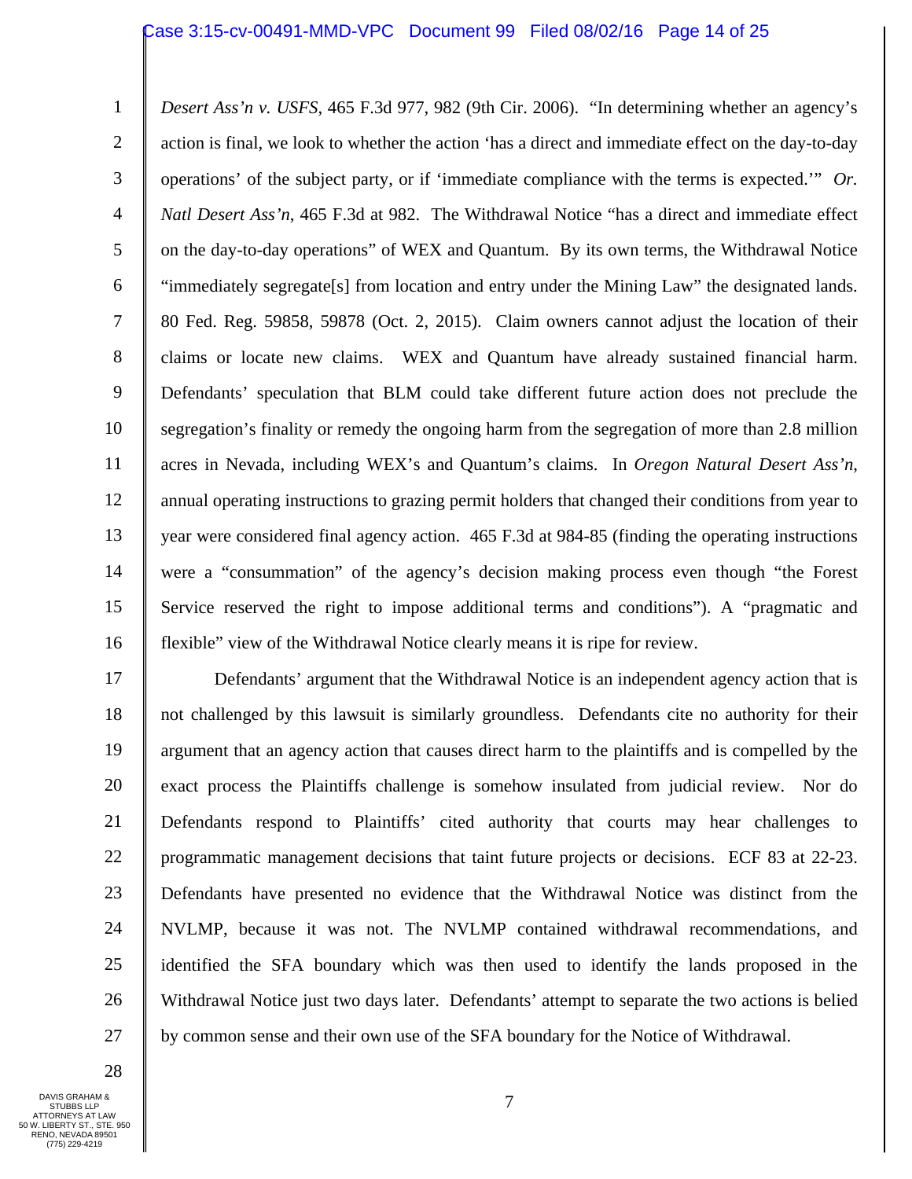*Desert Ass'n v. USFS*, 465 F.3d 977, 982 (9th Cir. 2006). "In determining whether an agency's action is final, we look to whether the action 'has a direct and immediate effect on the day-to-day operations' of the subject party, or if 'immediate compliance with the terms is expected.'" *Or. Natl Desert Ass'n*, 465 F.3d at 982. The Withdrawal Notice "has a direct and immediate effect on the day-to-day operations" of WEX and Quantum. By its own terms, the Withdrawal Notice "immediately segregate[s] from location and entry under the Mining Law" the designated lands. 80 Fed. Reg. 59858, 59878 (Oct. 2, 2015). Claim owners cannot adjust the location of their claims or locate new claims. WEX and Quantum have already sustained financial harm. Defendants' speculation that BLM could take different future action does not preclude the segregation's finality or remedy the ongoing harm from the segregation of more than 2.8 million acres in Nevada, including WEX's and Quantum's claims. In *Oregon Natural Desert Ass'n*, annual operating instructions to grazing permit holders that changed their conditions from year to year were considered final agency action. 465 F.3d at 984-85 (finding the operating instructions were a "consummation" of the agency's decision making process even though "the Forest Service reserved the right to impose additional terms and conditions"). A "pragmatic and flexible" view of the Withdrawal Notice clearly means it is ripe for review.

Defendants' argument that the Withdrawal Notice is an independent agency action that is not challenged by this lawsuit is similarly groundless. Defendants cite no authority for their argument that an agency action that causes direct harm to the plaintiffs and is compelled by the exact process the Plaintiffs challenge is somehow insulated from judicial review. Nor do Defendants respond to Plaintiffs' cited authority that courts may hear challenges to programmatic management decisions that taint future projects or decisions. ECF 83 at 22-23. Defendants have presented no evidence that the Withdrawal Notice was distinct from the NVLMP, because it was not. The NVLMP contained withdrawal recommendations, and identified the SFA boundary which was then used to identify the lands proposed in the Withdrawal Notice just two days later. Defendants' attempt to separate the two actions is belied by common sense and their own use of the SFA boundary for the Notice of Withdrawal.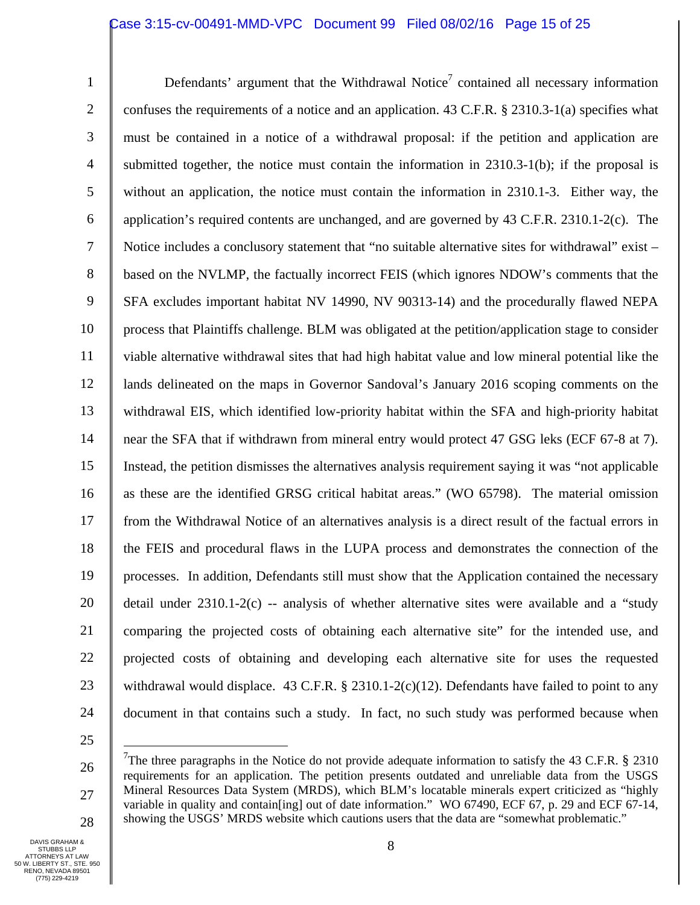Defendants' argument that the Withdrawal Notice[7] contained all necessary information confuses the requirements of a notice and an application. 43 C.F.R. § 2310.3-1(a) specifies what must be contained in a notice of a withdrawal proposal: if the petition and application are submitted together, the notice must contain the information in 2310.3-1(b); if the proposal is without an application, the notice must contain the information in 2310.1-3. Either way, the application's required contents are unchanged, and are governed by 43 C.F.R. 2310.1-2(c). The Notice includes a conclusory statement that "no suitable alternative sites for withdrawal" exist – based on the NVLMP, the factually incorrect FEIS (which ignores NDOW's comments that the SFA excludes important habitat NV 14990, NV 90313-14) and the procedurally flawed NEPA process that Plaintiffs challenge. BLM was obligated at the petition/application stage to consider viable alternative withdrawal sites that had high habitat value and low mineral potential like the lands delineated on the maps in Governor Sandoval's January 2016 scoping comments on the withdrawal EIS, which identified low-priority habitat within the SFA and high-priority habitat near the SFA that if withdrawn from mineral entry would protect 47 GSG leks (ECF 67-8 at 7). Instead, the petition dismisses the alternatives analysis requirement saying it was "not applicable as these are the identified GRSG critical habitat areas." (WO 65798). The material omission from the Withdrawal Notice of an alternatives analysis is a direct result of the factual errors in the FEIS and procedural flaws in the LUPA process and demonstrates the connection of the processes. In addition, Defendants still must show that the Application contained the necessary detail under 2310.1-2(c) -- analysis of whether alternative sites were available and a "study comparing the projected costs of obtaining each alternative site" for the intended use, and projected costs of obtaining and developing each alternative site for uses the requested withdrawal would displace. 43 C.F.R. § 2310.1-2(c)(12). Defendants have failed to point to any document in that contains such a study. In fact, no such study was performed because when

[7] The three paragraphs in the Notice do not provide adequate information to satisfy the 43 C.F.R. § 2310 requirements for an application. The petition presents outdated and unreliable data from the USGS Mineral Resources Data System (MRDS), which BLM's locatable minerals expert criticized as "highly variable in quality and contain[ing] out of date information." WO 67490, ECF 67, p. 29 and ECF 67-14, showing the USGS' MRDS website which cautions users that the data are "somewhat problematic."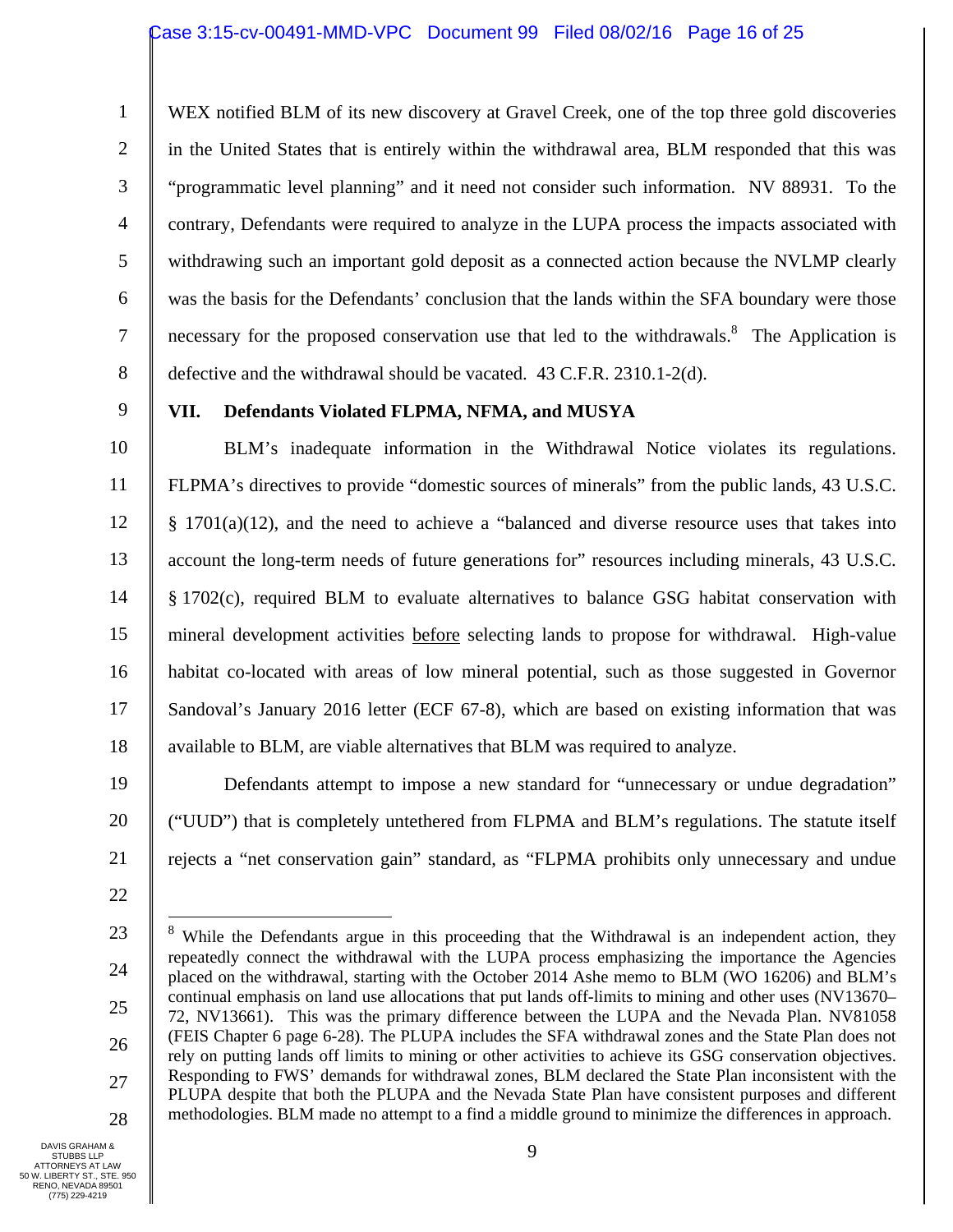WEX notified BLM of its new discovery at Gravel Creek, one of the top three gold discoveries in the United States that is entirely within the withdrawal area, BLM responded that this was "programmatic level planning" and it need not consider such information. NV 88931. To the contrary, Defendants were required to analyze in the LUPA process the impacts associated with withdrawing such an important gold deposit as a connected action because the NVLMP clearly was the basis for the Defendants' conclusion that the lands within the SFA boundary were those necessary for the proposed conservation use that led to the withdrawals.[8] The Application is defective and the withdrawal should be vacated. 43 C.F.R. 2310.1-2(d).

## VII. Defendants Violated FLPMA, NFMA, and MUSYA

BLM's inadequate information in the Withdrawal Notice violates its regulations. FLPMA's directives to provide "domestic sources of minerals" from the public lands, 43 U.S.C. § 1701(a)(12), and the need to achieve a "balanced and diverse resource uses that takes into account the long-term needs of future generations for" resources including minerals, 43 U.S.C. § 1702(c), required BLM to evaluate alternatives to balance GSG habitat conservation with mineral development activities before selecting lands to propose for withdrawal. High-value habitat co-located with areas of low mineral potential, such as those suggested in Governor Sandoval's January 2016 letter (ECF 67-8), which are based on existing information that was available to BLM, are viable alternatives that BLM was required to analyze.

Defendants attempt to impose a new standard for "unnecessary or undue degradation" ("UUD") that is completely untethered from FLPMA and BLM's regulations. The statute itself rejects a "net conservation gain" standard, as "FLPMA prohibits only unnecessary and undue

---

[8] While the Defendants argue in this proceeding that the Withdrawal is an independent action, they repeatedly connect the withdrawal with the LUPA process emphasizing the importance the Agencies placed on the withdrawal, starting with the October 2014 Ashe memo to BLM (WO 16206) and BLM's continual emphasis on land use allocations that put lands off-limits to mining and other uses (NV13670–72, NV13661). This was the primary difference between the LUPA and the Nevada Plan. NV81058 (FEIS Chapter 6 page 6-28). The PLUPA includes the SFA withdrawal zones and the State Plan does not rely on putting lands off limits to mining or other activities to achieve its GSG conservation objectives. Responding to FWS' demands for withdrawal zones, BLM declared the State Plan inconsistent with the PLUPA despite that both the PLUPA and the Nevada State Plan have consistent purposes and different methodologies. BLM made no attempt to a find a middle ground to minimize the differences in approach.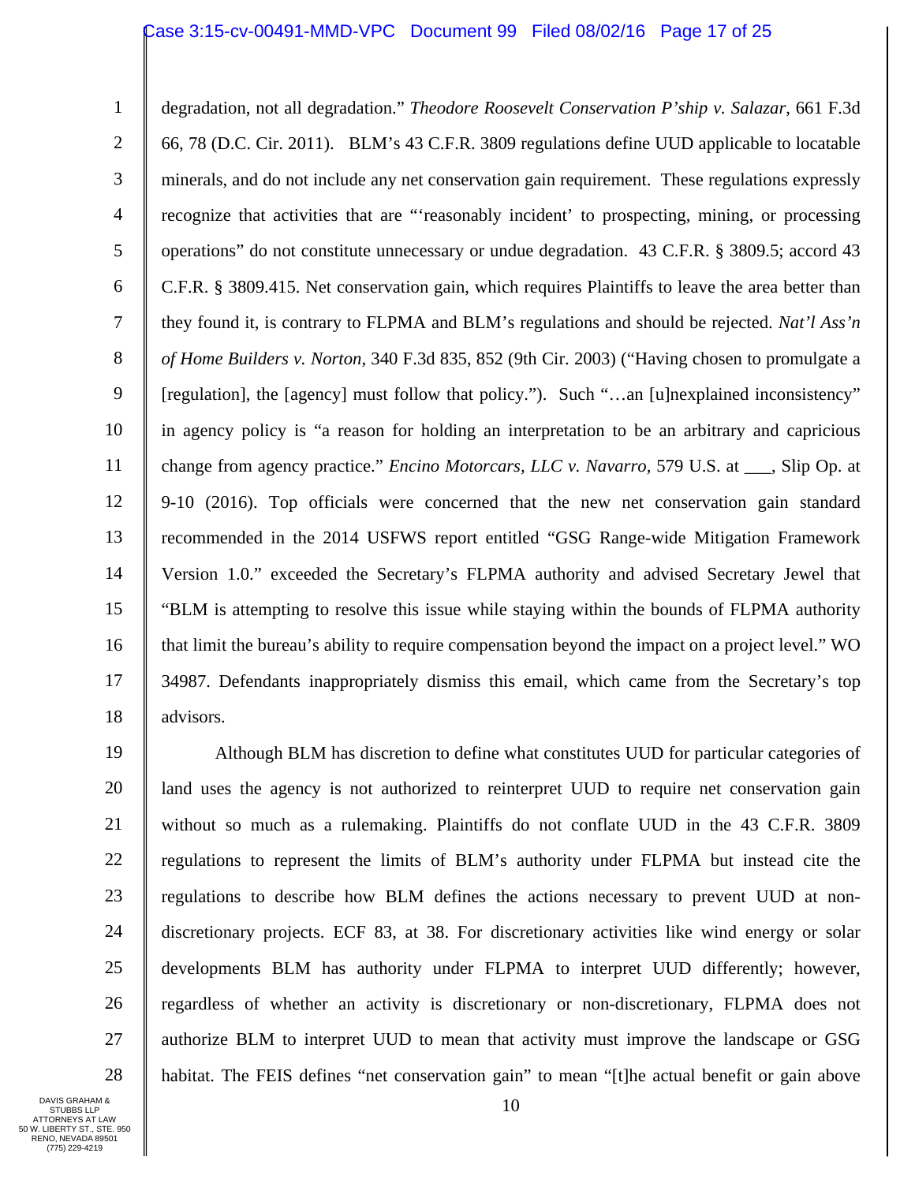degradation, not all degradation." *Theodore Roosevelt Conservation P'ship v. Salazar*, 661 F.3d 66, 78 (D.C. Cir. 2011). BLM's 43 C.F.R. 3809 regulations define UUD applicable to locatable minerals, and do not include any net conservation gain requirement. These regulations expressly recognize that activities that are "'reasonably incident' to prospecting, mining, or processing operations" do not constitute unnecessary or undue degradation. 43 C.F.R. § 3809.5; accord 43 C.F.R. § 3809.415. Net conservation gain, which requires Plaintiffs to leave the area better than they found it, is contrary to FLPMA and BLM's regulations and should be rejected. *Nat'l Ass'n of Home Builders v. Norton*, 340 F.3d 835, 852 (9th Cir. 2003) ("Having chosen to promulgate a [regulation], the [agency] must follow that policy."). Such "…an [u]nexplained inconsistency" in agency policy is "a reason for holding an interpretation to be an arbitrary and capricious change from agency practice." *Encino Motorcars, LLC v. Navarro*, 579 U.S. at ___, Slip Op. at 9-10 (2016). Top officials were concerned that the new net conservation gain standard recommended in the 2014 USFWS report entitled "GSG Range-wide Mitigation Framework Version 1.0." exceeded the Secretary's FLPMA authority and advised Secretary Jewel that "BLM is attempting to resolve this issue while staying within the bounds of FLPMA authority that limit the bureau's ability to require compensation beyond the impact on a project level." WO 34987. Defendants inappropriately dismiss this email, which came from the Secretary's top advisors.

Although BLM has discretion to define what constitutes UUD for particular categories of land uses the agency is not authorized to reinterpret UUD to require net conservation gain without so much as a rulemaking. Plaintiffs do not conflate UUD in the 43 C.F.R. 3809 regulations to represent the limits of BLM's authority under FLPMA but instead cite the regulations to describe how BLM defines the actions necessary to prevent UUD at non-discretionary projects. ECF 83, at 38. For discretionary activities like wind energy or solar developments BLM has authority under FLPMA to interpret UUD differently; however, regardless of whether an activity is discretionary or non-discretionary, FLPMA does not authorize BLM to interpret UUD to mean that activity must improve the landscape or GSG habitat. The FEIS defines "net conservation gain" to mean "[t]he actual benefit or gain above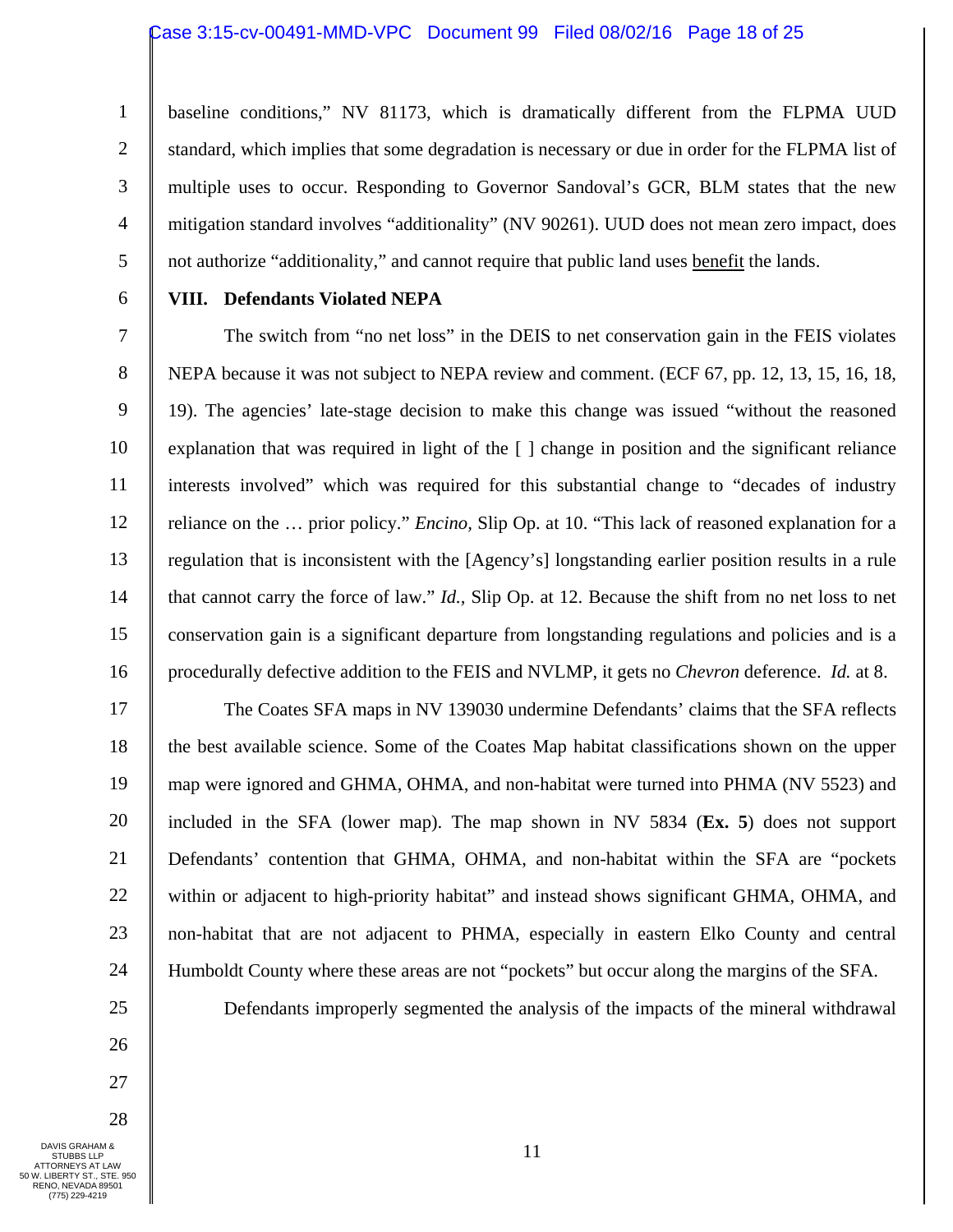baseline conditions," NV 81173, which is dramatically different from the FLPMA UUD standard, which implies that some degradation is necessary or due in order for the FLPMA list of multiple uses to occur. Responding to Governor Sandoval's GCR, BLM states that the new mitigation standard involves "additionality" (NV 90261). UUD does not mean zero impact, does not authorize "additionality," and cannot require that public land uses <u>benefit</u> the lands.

## VIII. Defendants Violated NEPA

The switch from "no net loss" in the DEIS to net conservation gain in the FEIS violates NEPA because it was not subject to NEPA review and comment. (ECF 67, pp. 12, 13, 15, 16, 18, 19). The agencies' late-stage decision to make this change was issued "without the reasoned explanation that was required in light of the [ ] change in position and the significant reliance interests involved" which was required for this substantial change to "decades of industry reliance on the … prior policy." *Encino*, Slip Op. at 10. "This lack of reasoned explanation for a regulation that is inconsistent with the [Agency's] longstanding earlier position results in a rule that cannot carry the force of law." *Id.*, Slip Op. at 12. Because the shift from no net loss to net conservation gain is a significant departure from longstanding regulations and policies and is a procedurally defective addition to the FEIS and NVLMP, it gets no *Chevron* deference. *Id.* at 8.

The Coates SFA maps in NV 139030 undermine Defendants' claims that the SFA reflects the best available science. Some of the Coates Map habitat classifications shown on the upper map were ignored and GHMA, OHMA, and non-habitat were turned into PHMA (NV 5523) and included in the SFA (lower map). The map shown in NV 5834 (**Ex. 5**) does not support Defendants' contention that GHMA, OHMA, and non-habitat within the SFA are "pockets within or adjacent to high-priority habitat" and instead shows significant GHMA, OHMA, and non-habitat that are not adjacent to PHMA, especially in eastern Elko County and central Humboldt County where these areas are not "pockets" but occur along the margins of the SFA.

Defendants improperly segmented the analysis of the impacts of the mineral withdrawal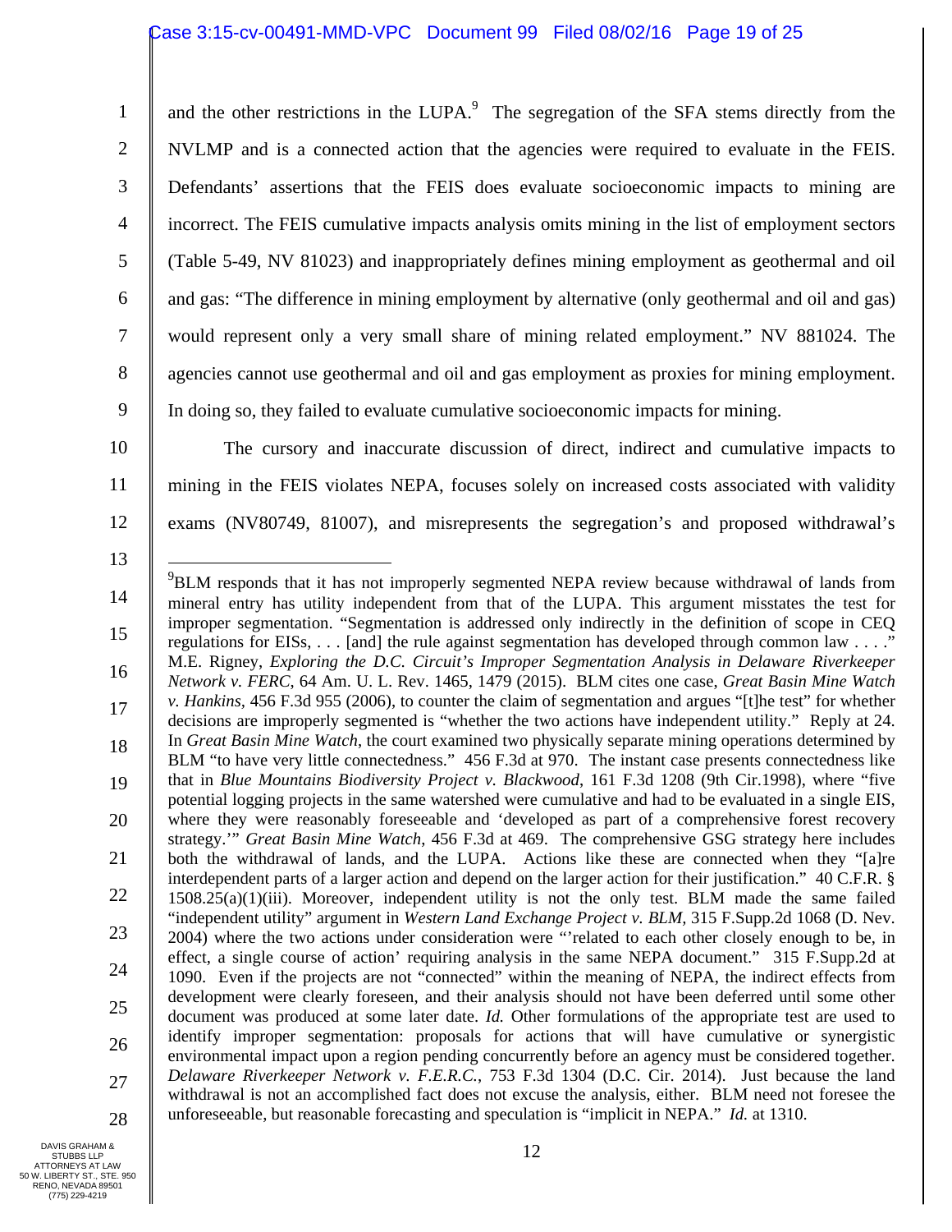and the other restrictions in the LUPA.[9] The segregation of the SFA stems directly from the NVLMP and is a connected action that the agencies were required to evaluate in the FEIS. Defendants' assertions that the FEIS does evaluate socioeconomic impacts to mining are incorrect. The FEIS cumulative impacts analysis omits mining in the list of employment sectors (Table 5-49, NV 81023) and inappropriately defines mining employment as geothermal and oil and gas: "The difference in mining employment by alternative (only geothermal and oil and gas) would represent only a very small share of mining related employment." NV 881024. The agencies cannot use geothermal and oil and gas employment as proxies for mining employment. In doing so, they failed to evaluate cumulative socioeconomic impacts for mining.

The cursory and inaccurate discussion of direct, indirect and cumulative impacts to mining in the FEIS violates NEPA, focuses solely on increased costs associated with validity exams (NV80749, 81007), and misrepresents the segregation's and proposed withdrawal's

---

[9]BLM responds that it has not improperly segmented NEPA review because withdrawal of lands from mineral entry has utility independent from that of the LUPA. This argument misstates the test for improper segmentation. "Segmentation is addressed only indirectly in the definition of scope in CEQ regulations for EISs, . . . [and] the rule against segmentation has developed through common law . . . ." M.E. Rigney, *Exploring the D.C. Circuit's Improper Segmentation Analysis in Delaware Riverkeeper Network v. FERC*, 64 Am. U. L. Rev. 1465, 1479 (2015). BLM cites one case, *Great Basin Mine Watch v. Hankins*, 456 F.3d 955 (2006), to counter the claim of segmentation and argues "[t]he test" for whether decisions are improperly segmented is "whether the two actions have independent utility." Reply at 24. In *Great Basin Mine Watch*, the court examined two physically separate mining operations determined by BLM "to have very little connectedness." 456 F.3d at 970. The instant case presents connectedness like that in *Blue Mountains Biodiversity Project v. Blackwood*, 161 F.3d 1208 (9th Cir.1998), where "five potential logging projects in the same watershed were cumulative and had to be evaluated in a single EIS, where they were reasonably foreseeable and 'developed as part of a comprehensive forest recovery strategy.'" *Great Basin Mine Watch*, 456 F.3d at 469. The comprehensive GSG strategy here includes both the withdrawal of lands, and the LUPA. Actions like these are connected when they "[a]re interdependent parts of a larger action and depend on the larger action for their justification." 40 C.F.R. § 1508.25(a)(1)(iii). Moreover, independent utility is not the only test. BLM made the same failed "independent utility" argument in *Western Land Exchange Project v. BLM*, 315 F.Supp.2d 1068 (D. Nev. 2004) where the two actions under consideration were "'related to each other closely enough to be, in effect, a single course of action' requiring analysis in the same NEPA document." 315 F.Supp.2d at 1090. Even if the projects are not "connected" within the meaning of NEPA, the indirect effects from development were clearly foreseen, and their analysis should not have been deferred until some other document was produced at some later date. *Id.* Other formulations of the appropriate test are used to identify improper segmentation: proposals for actions that will have cumulative or synergistic environmental impact upon a region pending concurrently before an agency must be considered together. *Delaware Riverkeeper Network v. F.E.R.C.*, 753 F.3d 1304 (D.C. Cir. 2014). Just because the land withdrawal is not an accomplished fact does not excuse the analysis, either. BLM need not foresee the unforeseeable, but reasonable forecasting and speculation is "implicit in NEPA." *Id.* at 1310.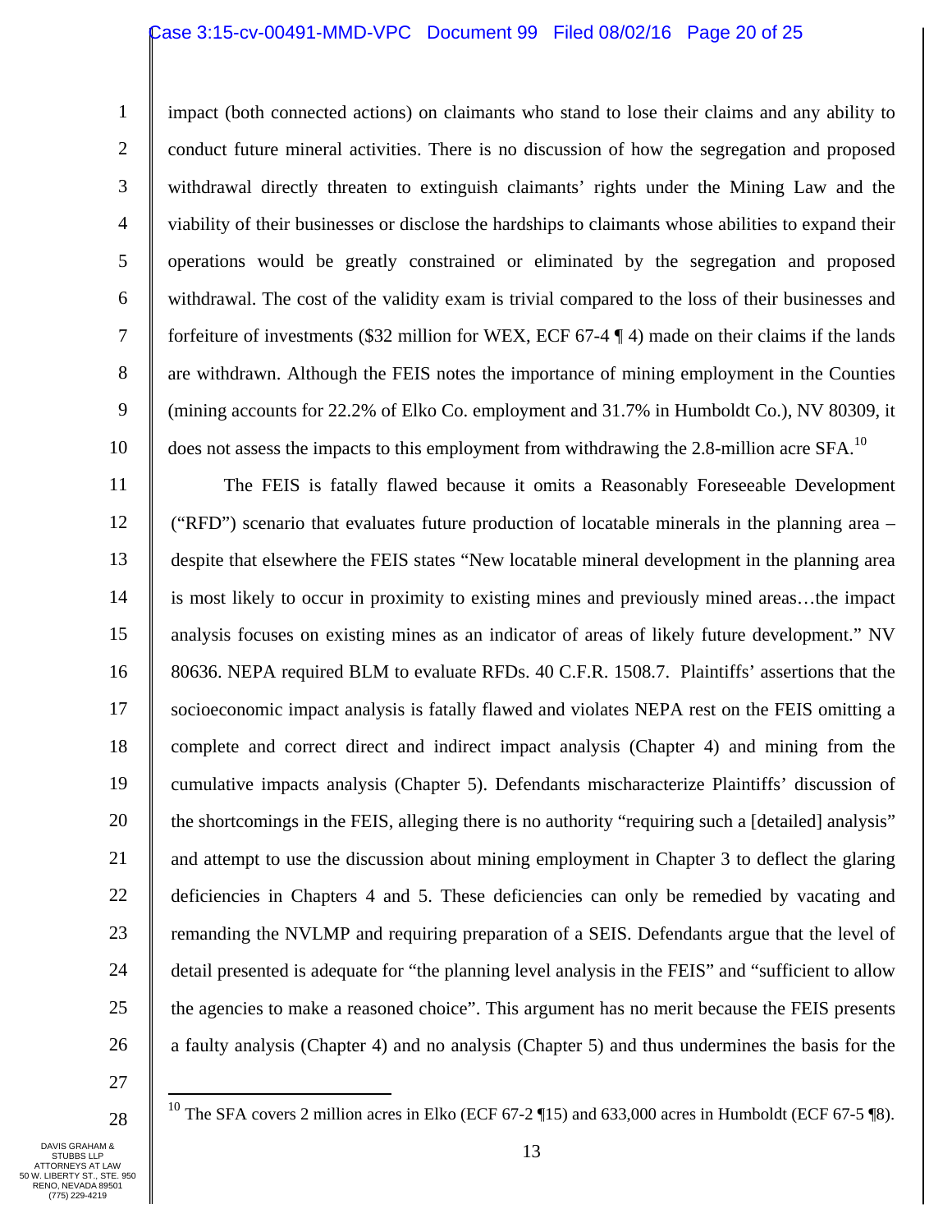impact (both connected actions) on claimants who stand to lose their claims and any ability to conduct future mineral activities. There is no discussion of how the segregation and proposed withdrawal directly threaten to extinguish claimants' rights under the Mining Law and the viability of their businesses or disclose the hardships to claimants whose abilities to expand their operations would be greatly constrained or eliminated by the segregation and proposed withdrawal. The cost of the validity exam is trivial compared to the loss of their businesses and forfeiture of investments ($32 million for WEX, ECF 67-4 ¶ 4) made on their claims if the lands are withdrawn. Although the FEIS notes the importance of mining employment in the Counties (mining accounts for 22.2% of Elko Co. employment and 31.7% in Humboldt Co.), NV 80309, it does not assess the impacts to this employment from withdrawing the 2.8-million acre SFA.[10]

The FEIS is fatally flawed because it omits a Reasonably Foreseeable Development ("RFD") scenario that evaluates future production of locatable minerals in the planning area – despite that elsewhere the FEIS states "New locatable mineral development in the planning area is most likely to occur in proximity to existing mines and previously mined areas…the impact analysis focuses on existing mines as an indicator of areas of likely future development." NV 80636. NEPA required BLM to evaluate RFDs. 40 C.F.R. 1508.7. Plaintiffs' assertions that the socioeconomic impact analysis is fatally flawed and violates NEPA rest on the FEIS omitting a complete and correct direct and indirect impact analysis (Chapter 4) and mining from the cumulative impacts analysis (Chapter 5). Defendants mischaracterize Plaintiffs' discussion of the shortcomings in the FEIS, alleging there is no authority "requiring such a [detailed] analysis" and attempt to use the discussion about mining employment in Chapter 3 to deflect the glaring deficiencies in Chapters 4 and 5. These deficiencies can only be remedied by vacating and remanding the NVLMP and requiring preparation of a SEIS. Defendants argue that the level of detail presented is adequate for "the planning level analysis in the FEIS" and "sufficient to allow the agencies to make a reasoned choice". This argument has no merit because the FEIS presents a faulty analysis (Chapter 4) and no analysis (Chapter 5) and thus undermines the basis for the

---

[10] The SFA covers 2 million acres in Elko (ECF 67-2 ¶15) and 633,000 acres in Humboldt (ECF 67-5 ¶8).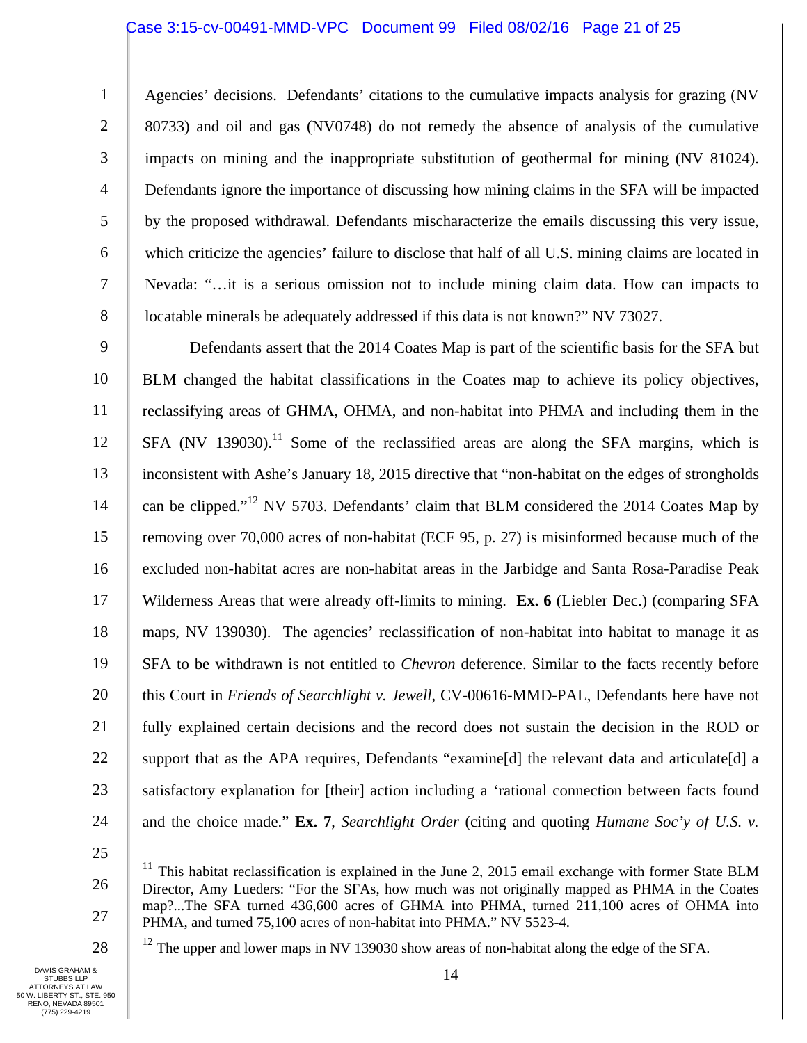Agencies' decisions. Defendants' citations to the cumulative impacts analysis for grazing (NV 80733) and oil and gas (NV0748) do not remedy the absence of analysis of the cumulative impacts on mining and the inappropriate substitution of geothermal for mining (NV 81024). Defendants ignore the importance of discussing how mining claims in the SFA will be impacted by the proposed withdrawal. Defendants mischaracterize the emails discussing this very issue, which criticize the agencies' failure to disclose that half of all U.S. mining claims are located in Nevada: "…it is a serious omission not to include mining claim data. How can impacts to locatable minerals be adequately addressed if this data is not known?" NV 73027.

Defendants assert that the 2014 Coates Map is part of the scientific basis for the SFA but BLM changed the habitat classifications in the Coates map to achieve its policy objectives, reclassifying areas of GHMA, OHMA, and non-habitat into PHMA and including them in the SFA (NV 139030).[11] Some of the reclassified areas are along the SFA margins, which is inconsistent with Ashe's January 18, 2015 directive that "non-habitat on the edges of strongholds can be clipped."[12] NV 5703. Defendants' claim that BLM considered the 2014 Coates Map by removing over 70,000 acres of non-habitat (ECF 95, p. 27) is misinformed because much of the excluded non-habitat acres are non-habitat areas in the Jarbidge and Santa Rosa-Paradise Peak Wilderness Areas that were already off-limits to mining. **Ex. 6** (Liebler Dec.) (comparing SFA maps, NV 139030). The agencies' reclassification of non-habitat into habitat to manage it as SFA to be withdrawn is not entitled to *Chevron* deference. Similar to the facts recently before this Court in *Friends of Searchlight v. Jewell*, CV-00616-MMD-PAL, Defendants here have not fully explained certain decisions and the record does not sustain the decision in the ROD or support that as the APA requires, Defendants "examine[d] the relevant data and articulate[d] a satisfactory explanation for [their] action including a 'rational connection between facts found and the choice made." **Ex. 7**, *Searchlight Order* (citing and quoting *Humane Soc'y of U.S. v.*

---

[11] This habitat reclassification is explained in the June 2, 2015 email exchange with former State BLM Director, Amy Lueders: "For the SFAs, how much was not originally mapped as PHMA in the Coates map?...The SFA turned 436,600 acres of GHMA into PHMA, turned 211,100 acres of OHMA into PHMA, and turned 75,100 acres of non-habitat into PHMA." NV 5523-4.

[12] The upper and lower maps in NV 139030 show areas of non-habitat along the edge of the SFA.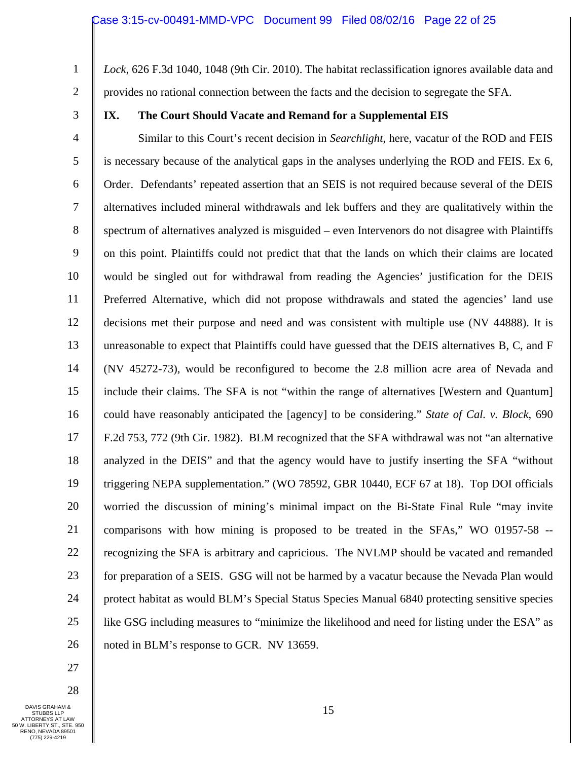*Lock*, 626 F.3d 1040, 1048 (9th Cir. 2010). The habitat reclassification ignores available data and provides no rational connection between the facts and the decision to segregate the SFA.

## IX. The Court Should Vacate and Remand for a Supplemental EIS

Similar to this Court's recent decision in *Searchlight*, here, vacatur of the ROD and FEIS is necessary because of the analytical gaps in the analyses underlying the ROD and FEIS. Ex 6, Order. Defendants' repeated assertion that an SEIS is not required because several of the DEIS alternatives included mineral withdrawals and lek buffers and they are qualitatively within the spectrum of alternatives analyzed is misguided – even Intervenors do not disagree with Plaintiffs on this point. Plaintiffs could not predict that that the lands on which their claims are located would be singled out for withdrawal from reading the Agencies' justification for the DEIS Preferred Alternative, which did not propose withdrawals and stated the agencies' land use decisions met their purpose and need and was consistent with multiple use (NV 44888). It is unreasonable to expect that Plaintiffs could have guessed that the DEIS alternatives B, C, and F (NV 45272-73), would be reconfigured to become the 2.8 million acre area of Nevada and include their claims. The SFA is not "within the range of alternatives [Western and Quantum] could have reasonably anticipated the [agency] to be considering." *State of Cal. v. Block*, 690 F.2d 753, 772 (9th Cir. 1982). BLM recognized that the SFA withdrawal was not "an alternative analyzed in the DEIS" and that the agency would have to justify inserting the SFA "without triggering NEPA supplementation." (WO 78592, GBR 10440, ECF 67 at 18). Top DOI officials worried the discussion of mining's minimal impact on the Bi-State Final Rule "may invite comparisons with how mining is proposed to be treated in the SFAs," WO 01957-58 -- recognizing the SFA is arbitrary and capricious. The NVLMP should be vacated and remanded for preparation of a SEIS. GSG will not be harmed by a vacatur because the Nevada Plan would protect habitat as would BLM's Special Status Species Manual 6840 protecting sensitive species like GSG including measures to "minimize the likelihood and need for listing under the ESA" as noted in BLM's response to GCR. NV 13659.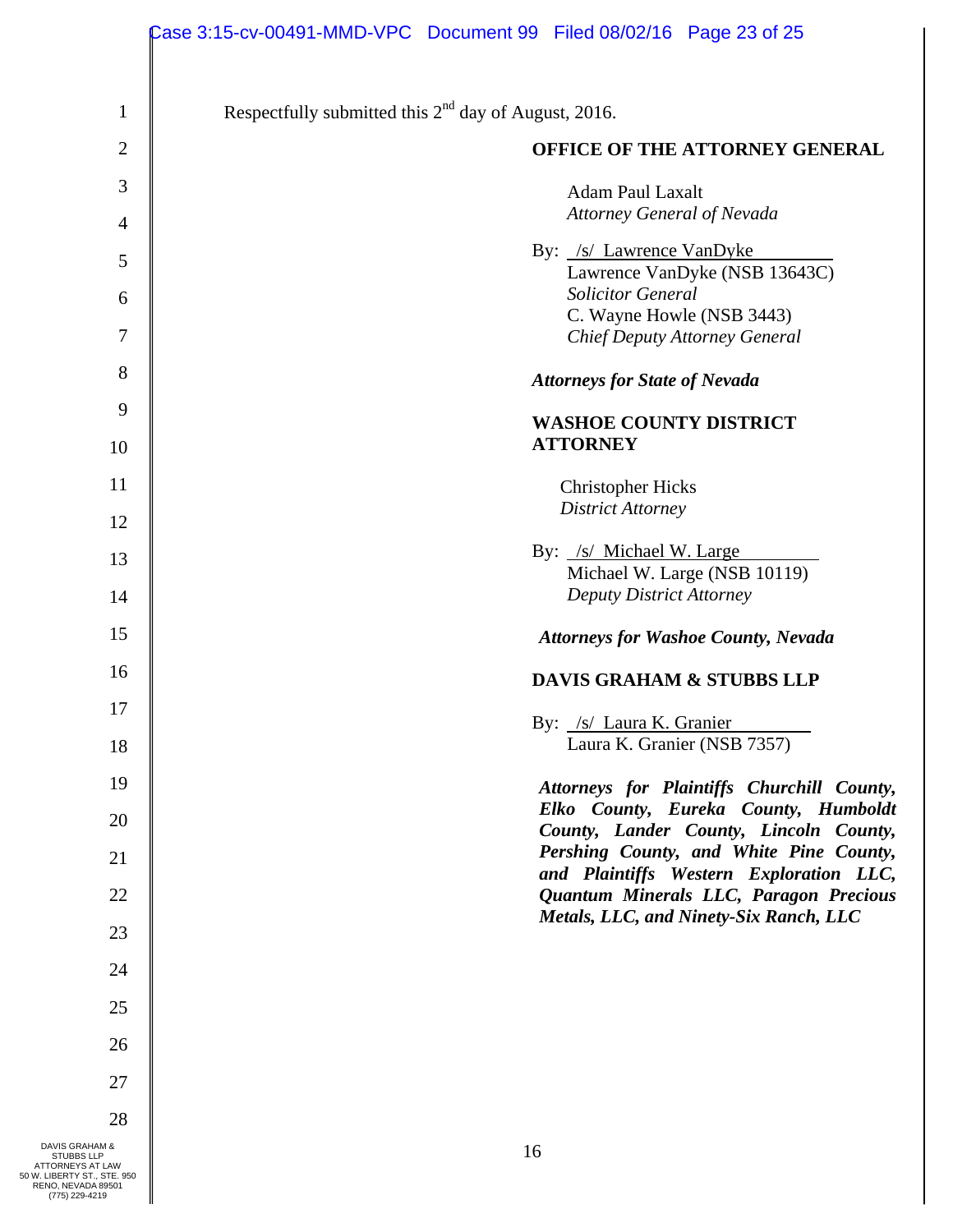Respectfully submitted this 2nd day of August, 2016.

**OFFICE OF THE ATTORNEY GENERAL**

Adam Paul Laxalt
*Attorney General of Nevada*

By: /s/ Lawrence VanDyke
Lawrence VanDyke (NSB 13643C)
*Solicitor General*
C. Wayne Howle (NSB 3443)
*Chief Deputy Attorney General*

***Attorneys for State of Nevada***

**WASHOE COUNTY DISTRICT ATTORNEY**

Christopher Hicks
*District Attorney*

By: /s/ Michael W. Large
Michael W. Large (NSB 10119)
*Deputy District Attorney*

***Attorneys for Washoe County, Nevada***

**DAVIS GRAHAM & STUBBS LLP**

By: /s/ Laura K. Granier
Laura K. Granier (NSB 7357)

***Attorneys for Plaintiffs Churchill County, Elko County, Eureka County, Humboldt County, Lander County, Lincoln County, Pershing County, and White Pine County, and Plaintiffs Western Exploration LLC, Quantum Minerals LLC, Paragon Precious Metals, LLC, and Ninety-Six Ranch, LLC***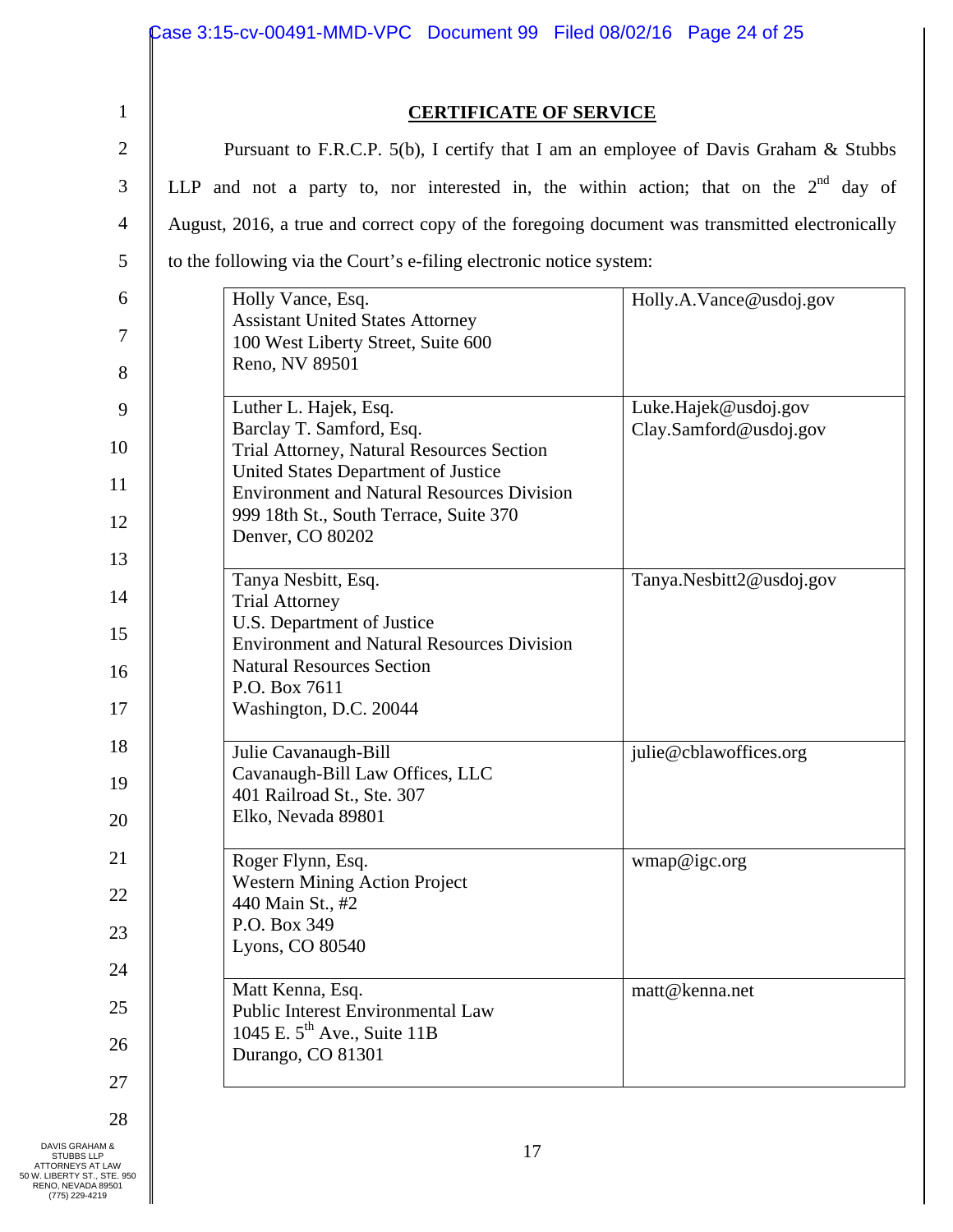## CERTIFICATE OF SERVICE

Pursuant to F.R.C.P. 5(b), I certify that I am an employee of Davis Graham & Stubbs LLP and not a party to, nor interested in, the within action; that on the 2nd day of August, 2016, a true and correct copy of the foregoing document was transmitted electronically to the following via the Court's e-filing electronic notice system:

| | |
|---|---|
| Holly Vance, Esq.<br>Assistant United States Attorney<br>100 West Liberty Street, Suite 600<br>Reno, NV 89501 | Holly.A.Vance@usdoj.gov |
| Luther L. Hajek, Esq.<br>Barclay T. Samford, Esq.<br>Trial Attorney, Natural Resources Section<br>United States Department of Justice<br>Environment and Natural Resources Division<br>999 18th St., South Terrace, Suite 370<br>Denver, CO 80202 | Luke.Hajek@usdoj.gov<br>Clay.Samford@usdoj.gov |
| Tanya Nesbitt, Esq.<br>Trial Attorney<br>U.S. Department of Justice<br>Environment and Natural Resources Division<br>Natural Resources Section<br>P.O. Box 7611<br>Washington, D.C. 20044 | Tanya.Nesbitt2@usdoj.gov |
| Julie Cavanaugh-Bill<br>Cavanaugh-Bill Law Offices, LLC<br>401 Railroad St., Ste. 307<br>Elko, Nevada 89801 | julie@cblawoffices.org |
| Roger Flynn, Esq.<br>Western Mining Action Project<br>440 Main St., #2<br>P.O. Box 349<br>Lyons, CO 80540 | wmap@igc.org |
| Matt Kenna, Esq.<br>Public Interest Environmental Law<br>1045 E. 5th Ave., Suite 11B<br>Durango, CO 81301 | matt@kenna.net |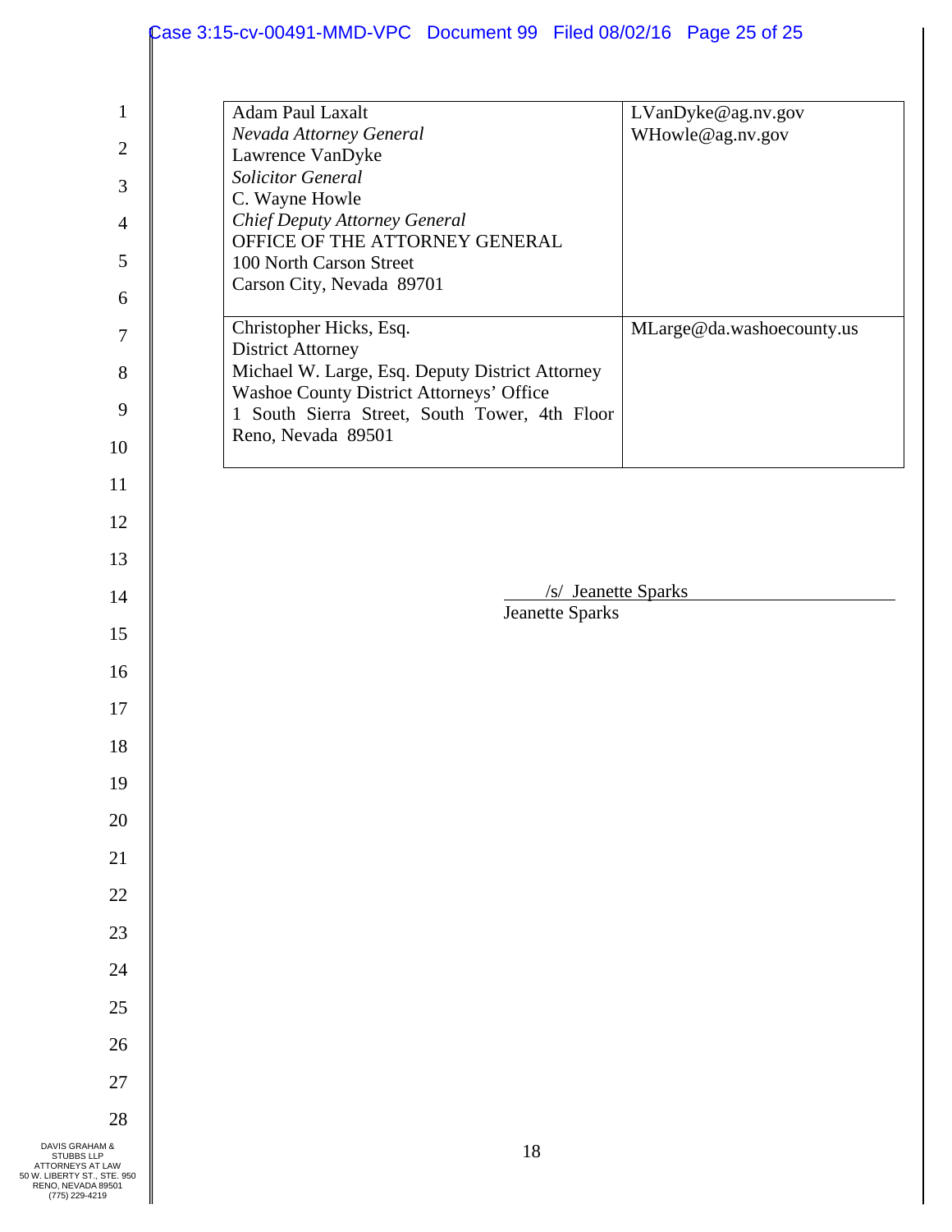| | |
|---|---|
| Adam Paul Laxalt<br>*Nevada Attorney General*<br>Lawrence VanDyke<br>*Solicitor General*<br>C. Wayne Howle<br>*Chief Deputy Attorney General*<br>OFFICE OF THE ATTORNEY GENERAL<br>100 North Carson Street<br>Carson City, Nevada 89701 | LVanDyke@ag.nv.gov<br>WHowle@ag.nv.gov |
| Christopher Hicks, Esq.<br>District Attorney<br>Michael W. Large, Esq. Deputy District Attorney<br>Washoe County District Attorneys' Office<br>1 South Sierra Street, South Tower, 4th Floor<br>Reno, Nevada 89501 | MLarge@da.washoecounty.us |

/s/ Jeanette Sparks
Jeanette Sparks

DAVIS GRAHAM & STUBBS LLP
ATTORNEYS AT LAW
50 W. LIBERTY ST., STE. 950
RENO, NEVADA 89501
(775) 229-4219